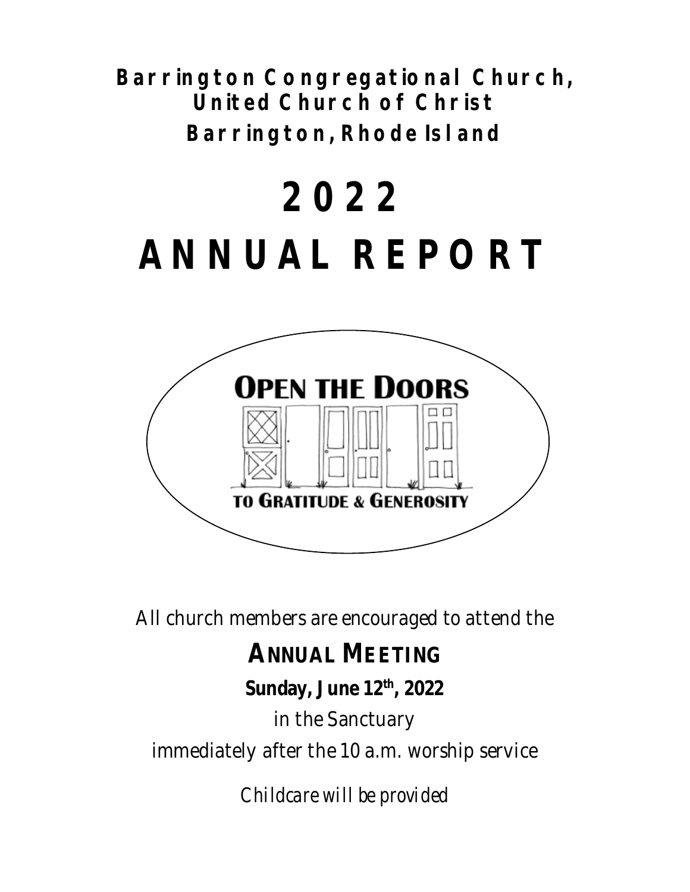**Barrington Congregational Church,**
**United Church of Christ**
**Barrington, Rhode Island**

# 2022
# ANNUAL REPORT

**OPEN THE DOORS**
**TO GRATITUDE & GENEROSITY**

All church members are encouraged to attend the

## ANNUAL MEETING

**Sunday, June 12th, 2022**

in the Sanctuary

immediately after the 10 a.m. worship service

*Childcare will be provided*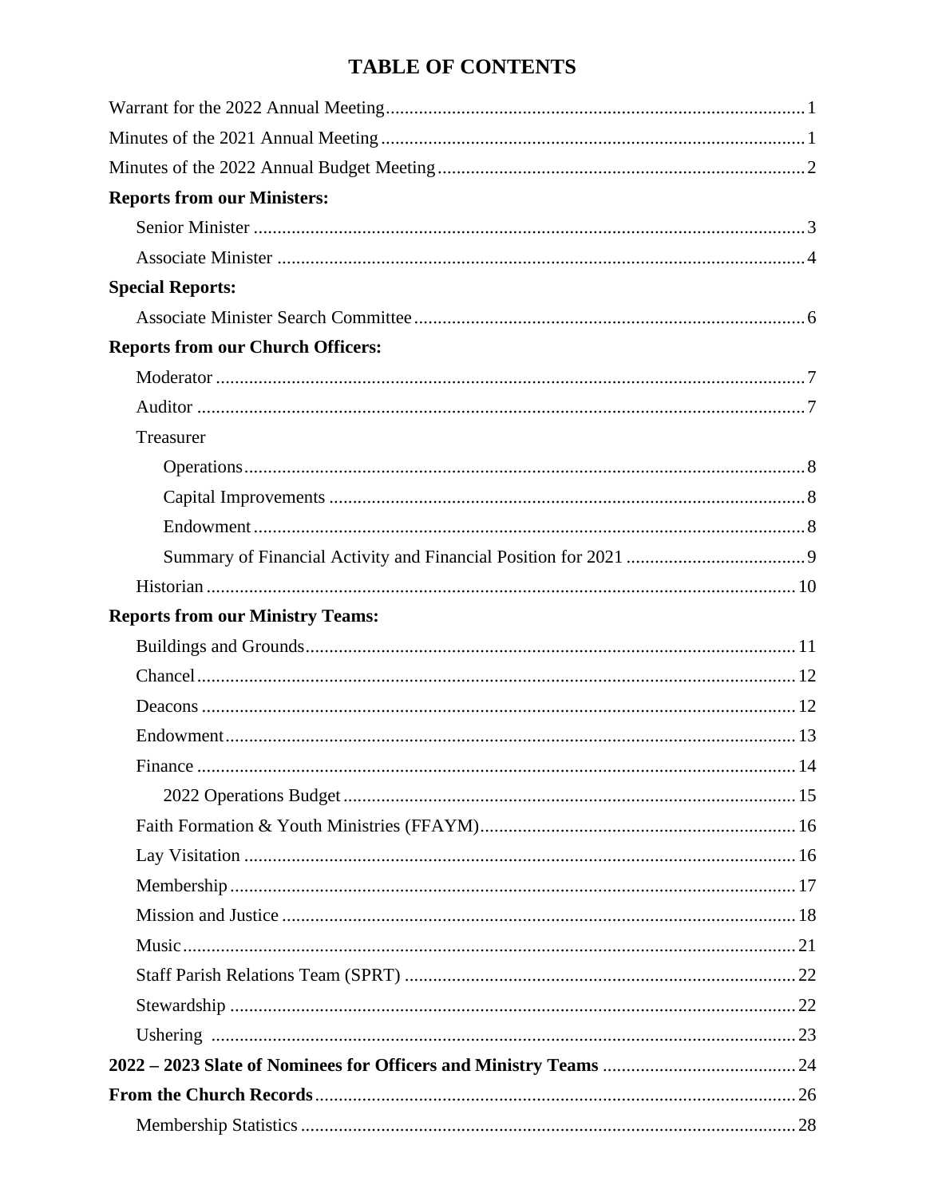# TABLE OF CONTENTS

Warrant for the 2022 Annual Meeting........................................1

Minutes of the 2021 Annual Meeting........................................1

Minutes of the 2022 Annual Budget Meeting........................................2

**Reports from our Ministers:**

- Senior Minister........................................3
- Associate Minister........................................4

**Special Reports:**

- Associate Minister Search Committee........................................6

**Reports from our Church Officers:**

- Moderator........................................7
- Auditor........................................7
- Treasurer
  - Operations........................................8
  - Capital Improvements........................................8
  - Endowment........................................8
  - Summary of Financial Activity and Financial Position for 2021........................................9
- Historian........................................10

**Reports from our Ministry Teams:**

- Buildings and Grounds........................................11
- Chancel........................................12
- Deacons........................................12
- Endowment........................................13
- Finance........................................14
  - 2022 Operations Budget........................................15
- Faith Formation & Youth Ministries (FFAYM)........................................16
- Lay Visitation........................................16
- Membership........................................17
- Mission and Justice........................................18
- Music........................................21
- Staff Parish Relations Team (SPRT)........................................22
- Stewardship........................................22
- Ushering........................................23

**2022 – 2023 Slate of Nominees for Officers and Ministry Teams**........................................24

**From the Church Records**........................................26

- Membership Statistics........................................28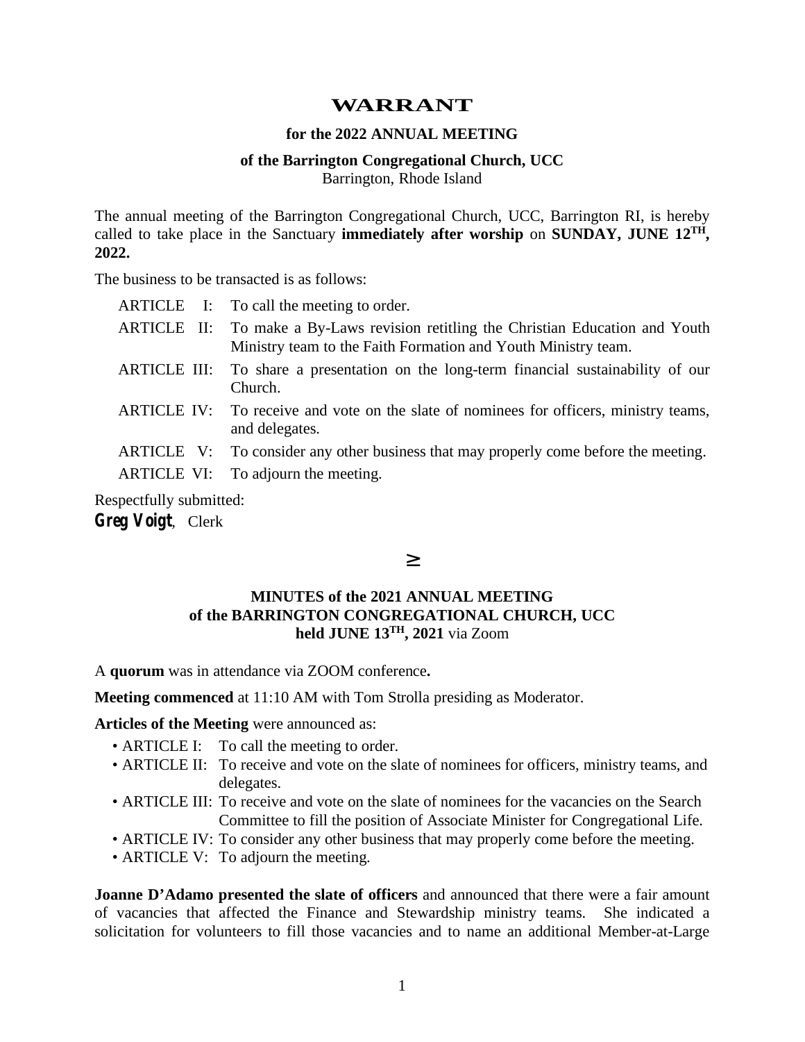# WARRANT

**for the 2022 ANNUAL MEETING**

**of the Barrington Congregational Church, UCC**
Barrington, Rhode Island

The annual meeting of the Barrington Congregational Church, UCC, Barrington RI, is hereby called to take place in the Sanctuary **immediately after worship** on **SUNDAY, JUNE 12TH, 2022.**

The business to be transacted is as follows:

- ARTICLE I: To call the meeting to order.
- ARTICLE II: To make a By-Laws revision retitling the Christian Education and Youth Ministry team to the Faith Formation and Youth Ministry team.
- ARTICLE III: To share a presentation on the long-term financial sustainability of our Church.
- ARTICLE IV: To receive and vote on the slate of nominees for officers, ministry teams, and delegates.
- ARTICLE V: To consider any other business that may properly come before the meeting.
- ARTICLE VI: To adjourn the meeting.

Respectfully submitted:
***Greg Voigt***, Clerk

≥

**MINUTES of the 2021 ANNUAL MEETING**
**of the BARRINGTON CONGREGATIONAL CHURCH, UCC**
**held JUNE 13TH, 2021** via Zoom

A **quorum** was in attendance via ZOOM conference**.**

**Meeting commenced** at 11:10 AM with Tom Strolla presiding as Moderator.

**Articles of the Meeting** were announced as:

- ARTICLE I: To call the meeting to order.
- ARTICLE II: To receive and vote on the slate of nominees for officers, ministry teams, and delegates.
- ARTICLE III: To receive and vote on the slate of nominees for the vacancies on the Search Committee to fill the position of Associate Minister for Congregational Life.
- ARTICLE IV: To consider any other business that may properly come before the meeting.
- ARTICLE V: To adjourn the meeting.

**Joanne D'Adamo presented the slate of officers** and announced that there were a fair amount of vacancies that affected the Finance and Stewardship ministry teams. She indicated a solicitation for volunteers to fill those vacancies and to name an additional Member-at-Large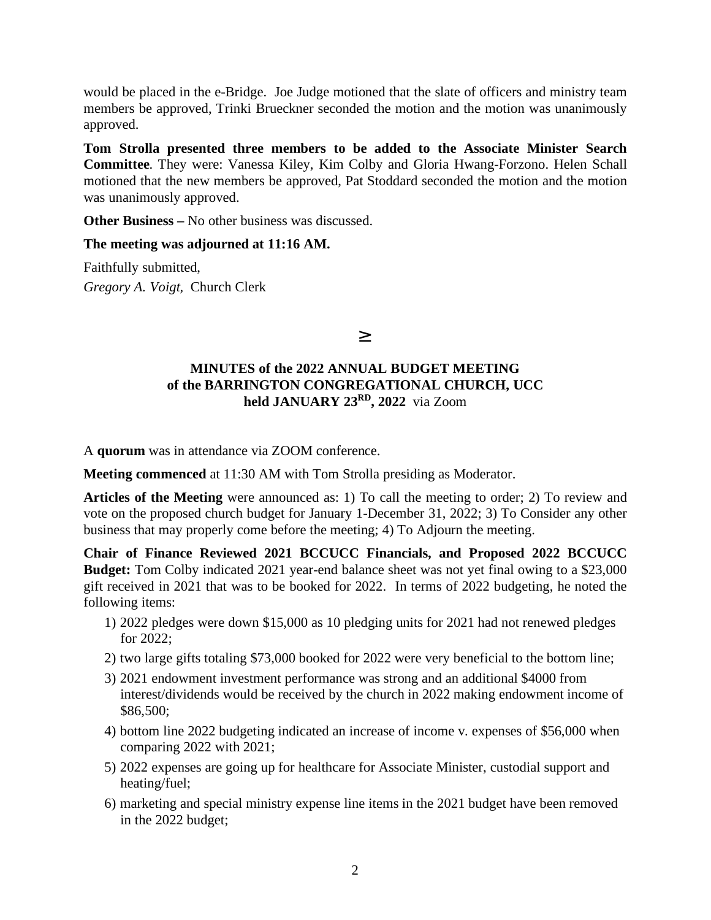would be placed in the e-Bridge. Joe Judge motioned that the slate of officers and ministry team members be approved, Trinki Brueckner seconded the motion and the motion was unanimously approved.

**Tom Strolla presented three members to be added to the Associate Minister Search Committee**. They were: Vanessa Kiley, Kim Colby and Gloria Hwang-Forzono. Helen Schall motioned that the new members be approved, Pat Stoddard seconded the motion and the motion was unanimously approved.

**Other Business –** No other business was discussed.

**The meeting was adjourned at 11:16 AM.**

Faithfully submitted,

*Gregory A. Voigt*, Church Clerk

≥

**MINUTES of the 2022 ANNUAL BUDGET MEETING**
**of the BARRINGTON CONGREGATIONAL CHURCH, UCC**
**held JANUARY 23RD, 2022** via Zoom

A **quorum** was in attendance via ZOOM conference.

**Meeting commenced** at 11:30 AM with Tom Strolla presiding as Moderator.

**Articles of the Meeting** were announced as: 1) To call the meeting to order; 2) To review and vote on the proposed church budget for January 1-December 31, 2022; 3) To Consider any other business that may properly come before the meeting; 4) To Adjourn the meeting.

**Chair of Finance Reviewed 2021 BCCUCC Financials, and Proposed 2022 BCCUCC Budget:** Tom Colby indicated 2021 year-end balance sheet was not yet final owing to a $23,000 gift received in 2021 that was to be booked for 2022. In terms of 2022 budgeting, he noted the following items:

1) 2022 pledges were down $15,000 as 10 pledging units for 2021 had not renewed pledges for 2022;
2) two large gifts totaling $73,000 booked for 2022 were very beneficial to the bottom line;
3) 2021 endowment investment performance was strong and an additional $4000 from interest/dividends would be received by the church in 2022 making endowment income of $86,500;
4) bottom line 2022 budgeting indicated an increase of income v. expenses of $56,000 when comparing 2022 with 2021;
5) 2022 expenses are going up for healthcare for Associate Minister, custodial support and heating/fuel;
6) marketing and special ministry expense line items in the 2021 budget have been removed in the 2022 budget;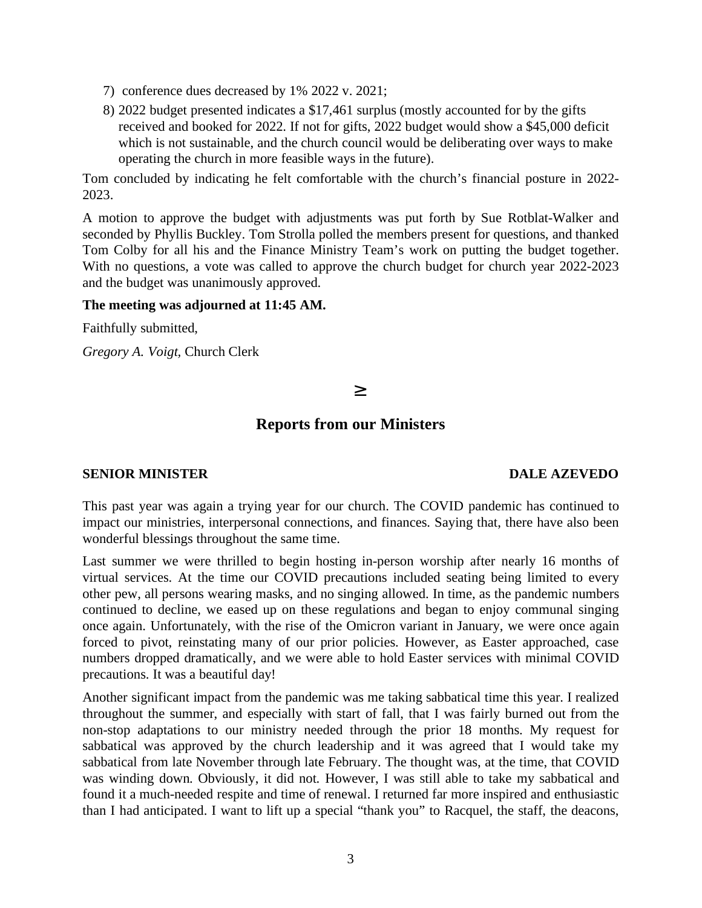7) conference dues decreased by 1% 2022 v. 2021;
8) 2022 budget presented indicates a $17,461 surplus (mostly accounted for by the gifts received and booked for 2022. If not for gifts, 2022 budget would show a $45,000 deficit which is not sustainable, and the church council would be deliberating over ways to make operating the church in more feasible ways in the future).

Tom concluded by indicating he felt comfortable with the church's financial posture in 2022-2023.

A motion to approve the budget with adjustments was put forth by Sue Rotblat-Walker and seconded by Phyllis Buckley. Tom Strolla polled the members present for questions, and thanked Tom Colby for all his and the Finance Ministry Team's work on putting the budget together. With no questions, a vote was called to approve the church budget for church year 2022-2023 and the budget was unanimously approved.

**The meeting was adjourned at 11:45 AM.**

Faithfully submitted,

*Gregory A. Voigt*, Church Clerk

≥

## Reports from our Ministers

**SENIOR MINISTER** **DALE AZEVEDO**

This past year was again a trying year for our church. The COVID pandemic has continued to impact our ministries, interpersonal connections, and finances. Saying that, there have also been wonderful blessings throughout the same time.

Last summer we were thrilled to begin hosting in-person worship after nearly 16 months of virtual services. At the time our COVID precautions included seating being limited to every other pew, all persons wearing masks, and no singing allowed. In time, as the pandemic numbers continued to decline, we eased up on these regulations and began to enjoy communal singing once again. Unfortunately, with the rise of the Omicron variant in January, we were once again forced to pivot, reinstating many of our prior policies. However, as Easter approached, case numbers dropped dramatically, and we were able to hold Easter services with minimal COVID precautions. It was a beautiful day!

Another significant impact from the pandemic was me taking sabbatical time this year. I realized throughout the summer, and especially with start of fall, that I was fairly burned out from the non-stop adaptations to our ministry needed through the prior 18 months. My request for sabbatical was approved by the church leadership and it was agreed that I would take my sabbatical from late November through late February. The thought was, at the time, that COVID was winding down. Obviously, it did not. However, I was still able to take my sabbatical and found it a much-needed respite and time of renewal. I returned far more inspired and enthusiastic than I had anticipated. I want to lift up a special "thank you" to Racquel, the staff, the deacons,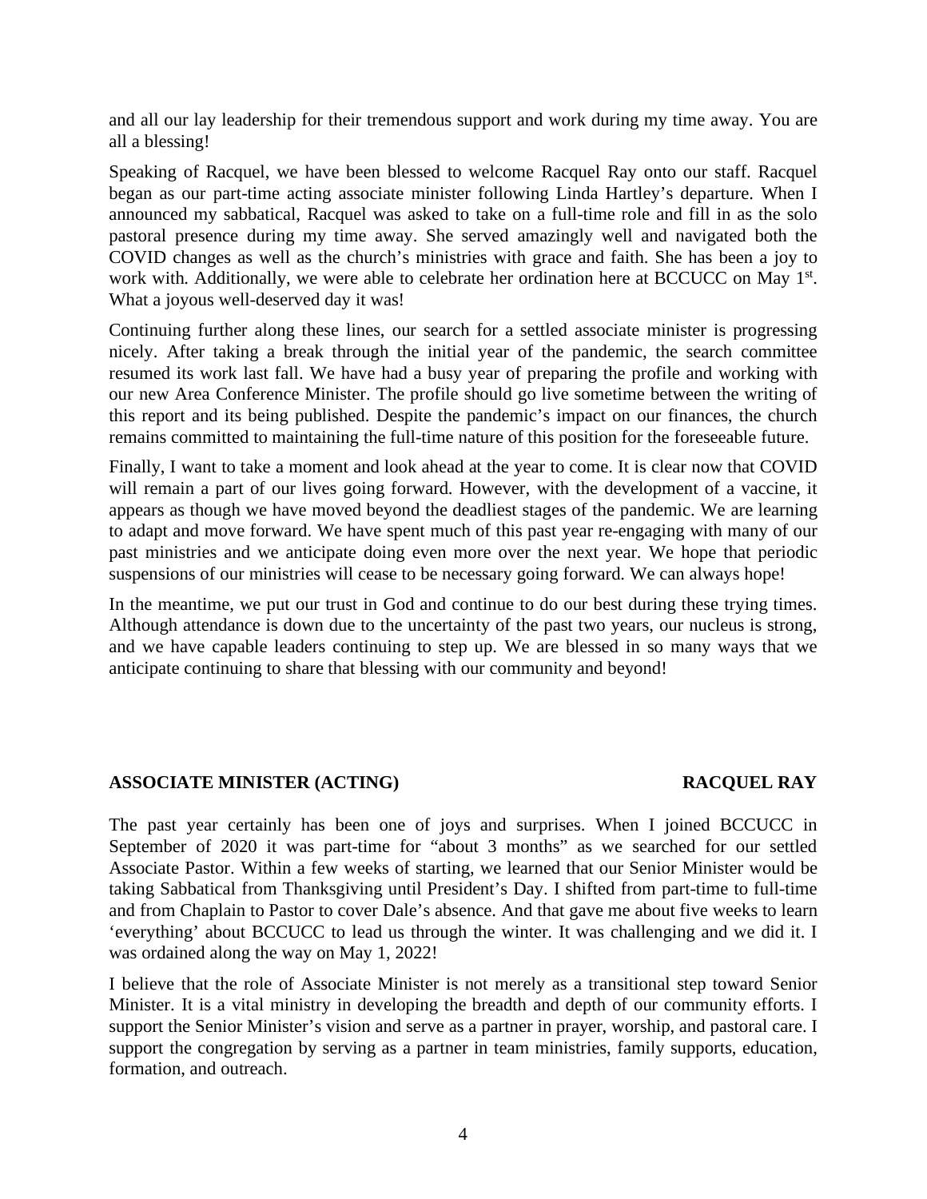and all our lay leadership for their tremendous support and work during my time away. You are all a blessing!

Speaking of Racquel, we have been blessed to welcome Racquel Ray onto our staff. Racquel began as our part-time acting associate minister following Linda Hartley's departure. When I announced my sabbatical, Racquel was asked to take on a full-time role and fill in as the solo pastoral presence during my time away. She served amazingly well and navigated both the COVID changes as well as the church's ministries with grace and faith. She has been a joy to work with. Additionally, we were able to celebrate her ordination here at BCCUCC on May 1st. What a joyous well-deserved day it was!

Continuing further along these lines, our search for a settled associate minister is progressing nicely. After taking a break through the initial year of the pandemic, the search committee resumed its work last fall. We have had a busy year of preparing the profile and working with our new Area Conference Minister. The profile should go live sometime between the writing of this report and its being published. Despite the pandemic's impact on our finances, the church remains committed to maintaining the full-time nature of this position for the foreseeable future.

Finally, I want to take a moment and look ahead at the year to come. It is clear now that COVID will remain a part of our lives going forward. However, with the development of a vaccine, it appears as though we have moved beyond the deadliest stages of the pandemic. We are learning to adapt and move forward. We have spent much of this past year re-engaging with many of our past ministries and we anticipate doing even more over the next year. We hope that periodic suspensions of our ministries will cease to be necessary going forward. We can always hope!

In the meantime, we put our trust in God and continue to do our best during these trying times. Although attendance is down due to the uncertainty of the past two years, our nucleus is strong, and we have capable leaders continuing to step up. We are blessed in so many ways that we anticipate continuing to share that blessing with our community and beyond!

## ASSOCIATE MINISTER (ACTING) — RACQUEL RAY

The past year certainly has been one of joys and surprises. When I joined BCCUCC in September of 2020 it was part-time for "about 3 months" as we searched for our settled Associate Pastor. Within a few weeks of starting, we learned that our Senior Minister would be taking Sabbatical from Thanksgiving until President's Day. I shifted from part-time to full-time and from Chaplain to Pastor to cover Dale's absence. And that gave me about five weeks to learn 'everything' about BCCUCC to lead us through the winter. It was challenging and we did it. I was ordained along the way on May 1, 2022!

I believe that the role of Associate Minister is not merely as a transitional step toward Senior Minister. It is a vital ministry in developing the breadth and depth of our community efforts. I support the Senior Minister's vision and serve as a partner in prayer, worship, and pastoral care. I support the congregation by serving as a partner in team ministries, family supports, education, formation, and outreach.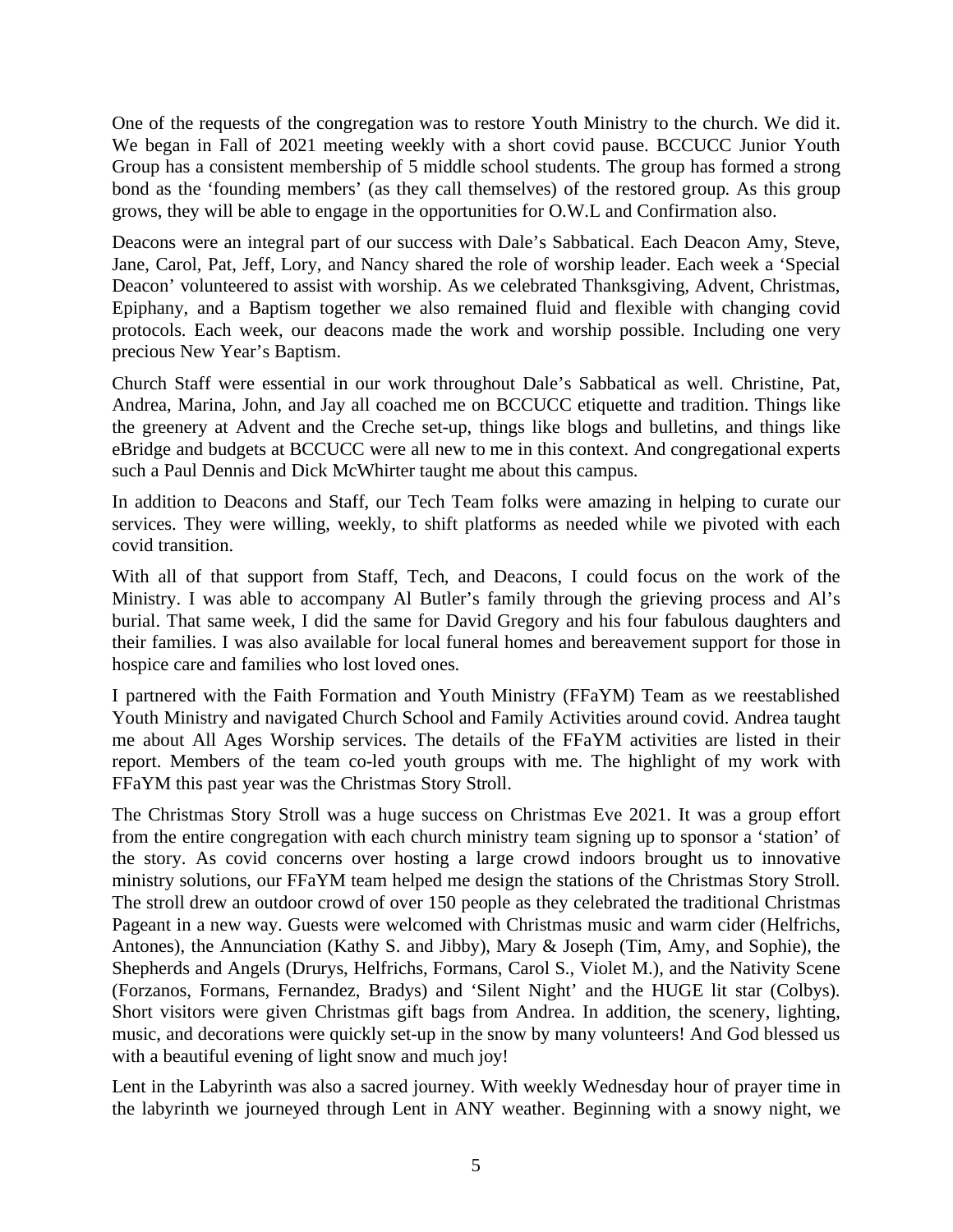One of the requests of the congregation was to restore Youth Ministry to the church. We did it. We began in Fall of 2021 meeting weekly with a short covid pause. BCCUCC Junior Youth Group has a consistent membership of 5 middle school students. The group has formed a strong bond as the 'founding members' (as they call themselves) of the restored group. As this group grows, they will be able to engage in the opportunities for O.W.L and Confirmation also.

Deacons were an integral part of our success with Dale's Sabbatical. Each Deacon Amy, Steve, Jane, Carol, Pat, Jeff, Lory, and Nancy shared the role of worship leader. Each week a 'Special Deacon' volunteered to assist with worship. As we celebrated Thanksgiving, Advent, Christmas, Epiphany, and a Baptism together we also remained fluid and flexible with changing covid protocols. Each week, our deacons made the work and worship possible. Including one very precious New Year's Baptism.

Church Staff were essential in our work throughout Dale's Sabbatical as well. Christine, Pat, Andrea, Marina, John, and Jay all coached me on BCCUCC etiquette and tradition. Things like the greenery at Advent and the Creche set-up, things like blogs and bulletins, and things like eBridge and budgets at BCCUCC were all new to me in this context. And congregational experts such a Paul Dennis and Dick McWhirter taught me about this campus.

In addition to Deacons and Staff, our Tech Team folks were amazing in helping to curate our services. They were willing, weekly, to shift platforms as needed while we pivoted with each covid transition.

With all of that support from Staff, Tech, and Deacons, I could focus on the work of the Ministry. I was able to accompany Al Butler's family through the grieving process and Al's burial. That same week, I did the same for David Gregory and his four fabulous daughters and their families. I was also available for local funeral homes and bereavement support for those in hospice care and families who lost loved ones.

I partnered with the Faith Formation and Youth Ministry (FFaYM) Team as we reestablished Youth Ministry and navigated Church School and Family Activities around covid. Andrea taught me about All Ages Worship services. The details of the FFaYM activities are listed in their report. Members of the team co-led youth groups with me. The highlight of my work with FFaYM this past year was the Christmas Story Stroll.

The Christmas Story Stroll was a huge success on Christmas Eve 2021. It was a group effort from the entire congregation with each church ministry team signing up to sponsor a 'station' of the story. As covid concerns over hosting a large crowd indoors brought us to innovative ministry solutions, our FFaYM team helped me design the stations of the Christmas Story Stroll. The stroll drew an outdoor crowd of over 150 people as they celebrated the traditional Christmas Pageant in a new way. Guests were welcomed with Christmas music and warm cider (Helfrichs, Antones), the Annunciation (Kathy S. and Jibby), Mary & Joseph (Tim, Amy, and Sophie), the Shepherds and Angels (Drurys, Helfrichs, Formans, Carol S., Violet M.), and the Nativity Scene (Forzanos, Formans, Fernandez, Bradys) and 'Silent Night' and the HUGE lit star (Colbys). Short visitors were given Christmas gift bags from Andrea. In addition, the scenery, lighting, music, and decorations were quickly set-up in the snow by many volunteers! And God blessed us with a beautiful evening of light snow and much joy!

Lent in the Labyrinth was also a sacred journey. With weekly Wednesday hour of prayer time in the labyrinth we journeyed through Lent in ANY weather. Beginning with a snowy night, we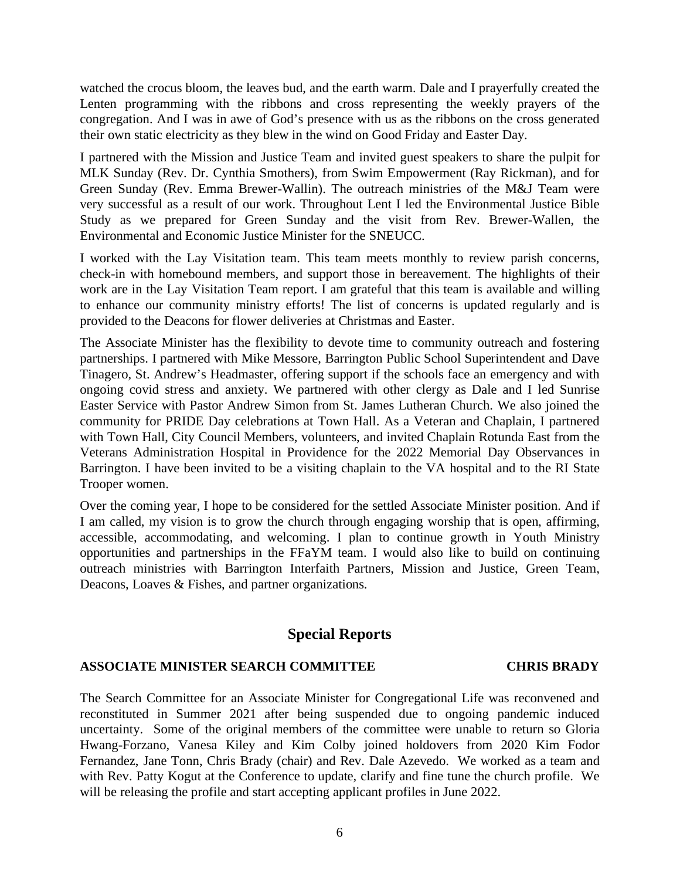watched the crocus bloom, the leaves bud, and the earth warm. Dale and I prayerfully created the Lenten programming with the ribbons and cross representing the weekly prayers of the congregation. And I was in awe of God's presence with us as the ribbons on the cross generated their own static electricity as they blew in the wind on Good Friday and Easter Day.

I partnered with the Mission and Justice Team and invited guest speakers to share the pulpit for MLK Sunday (Rev. Dr. Cynthia Smothers), from Swim Empowerment (Ray Rickman), and for Green Sunday (Rev. Emma Brewer-Wallin). The outreach ministries of the M&J Team were very successful as a result of our work. Throughout Lent I led the Environmental Justice Bible Study as we prepared for Green Sunday and the visit from Rev. Brewer-Wallen, the Environmental and Economic Justice Minister for the SNEUCC.

I worked with the Lay Visitation team. This team meets monthly to review parish concerns, check-in with homebound members, and support those in bereavement. The highlights of their work are in the Lay Visitation Team report. I am grateful that this team is available and willing to enhance our community ministry efforts! The list of concerns is updated regularly and is provided to the Deacons for flower deliveries at Christmas and Easter.

The Associate Minister has the flexibility to devote time to community outreach and fostering partnerships. I partnered with Mike Messore, Barrington Public School Superintendent and Dave Tinagero, St. Andrew's Headmaster, offering support if the schools face an emergency and with ongoing covid stress and anxiety. We partnered with other clergy as Dale and I led Sunrise Easter Service with Pastor Andrew Simon from St. James Lutheran Church. We also joined the community for PRIDE Day celebrations at Town Hall. As a Veteran and Chaplain, I partnered with Town Hall, City Council Members, volunteers, and invited Chaplain Rotunda East from the Veterans Administration Hospital in Providence for the 2022 Memorial Day Observances in Barrington. I have been invited to be a visiting chaplain to the VA hospital and to the RI State Trooper women.

Over the coming year, I hope to be considered for the settled Associate Minister position. And if I am called, my vision is to grow the church through engaging worship that is open, affirming, accessible, accommodating, and welcoming. I plan to continue growth in Youth Ministry opportunities and partnerships in the FFaYM team. I would also like to build on continuing outreach ministries with Barrington Interfaith Partners, Mission and Justice, Green Team, Deacons, Loaves & Fishes, and partner organizations.

## Special Reports

### ASSOCIATE MINISTER SEARCH COMMITTEE — CHRIS BRADY

The Search Committee for an Associate Minister for Congregational Life was reconvened and reconstituted in Summer 2021 after being suspended due to ongoing pandemic induced uncertainty. Some of the original members of the committee were unable to return so Gloria Hwang-Forzano, Vanesa Kiley and Kim Colby joined holdovers from 2020 Kim Fodor Fernandez, Jane Tonn, Chris Brady (chair) and Rev. Dale Azevedo. We worked as a team and with Rev. Patty Kogut at the Conference to update, clarify and fine tune the church profile. We will be releasing the profile and start accepting applicant profiles in June 2022.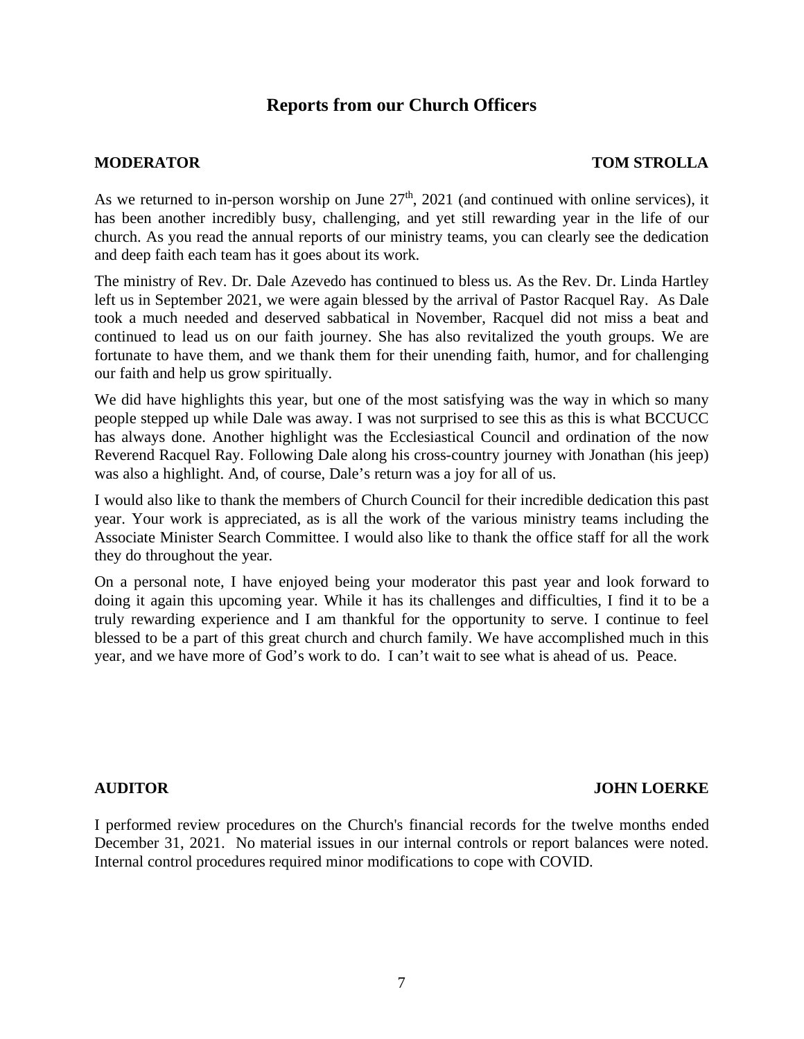# Reports from our Church Officers

**MODERATOR** **TOM STROLLA**

As we returned to in-person worship on June 27th, 2021 (and continued with online services), it has been another incredibly busy, challenging, and yet still rewarding year in the life of our church. As you read the annual reports of our ministry teams, you can clearly see the dedication and deep faith each team has it goes about its work.

The ministry of Rev. Dr. Dale Azevedo has continued to bless us. As the Rev. Dr. Linda Hartley left us in September 2021, we were again blessed by the arrival of Pastor Racquel Ray. As Dale took a much needed and deserved sabbatical in November, Racquel did not miss a beat and continued to lead us on our faith journey. She has also revitalized the youth groups. We are fortunate to have them, and we thank them for their unending faith, humor, and for challenging our faith and help us grow spiritually.

We did have highlights this year, but one of the most satisfying was the way in which so many people stepped up while Dale was away. I was not surprised to see this as this is what BCCUCC has always done. Another highlight was the Ecclesiastical Council and ordination of the now Reverend Racquel Ray. Following Dale along his cross-country journey with Jonathan (his jeep) was also a highlight. And, of course, Dale's return was a joy for all of us.

I would also like to thank the members of Church Council for their incredible dedication this past year. Your work is appreciated, as is all the work of the various ministry teams including the Associate Minister Search Committee. I would also like to thank the office staff for all the work they do throughout the year.

On a personal note, I have enjoyed being your moderator this past year and look forward to doing it again this upcoming year. While it has its challenges and difficulties, I find it to be a truly rewarding experience and I am thankful for the opportunity to serve. I continue to feel blessed to be a part of this great church and church family. We have accomplished much in this year, and we have more of God's work to do. I can't wait to see what is ahead of us. Peace.

**AUDITOR** **JOHN LOERKE**

I performed review procedures on the Church's financial records for the twelve months ended December 31, 2021. No material issues in our internal controls or report balances were noted. Internal control procedures required minor modifications to cope with COVID.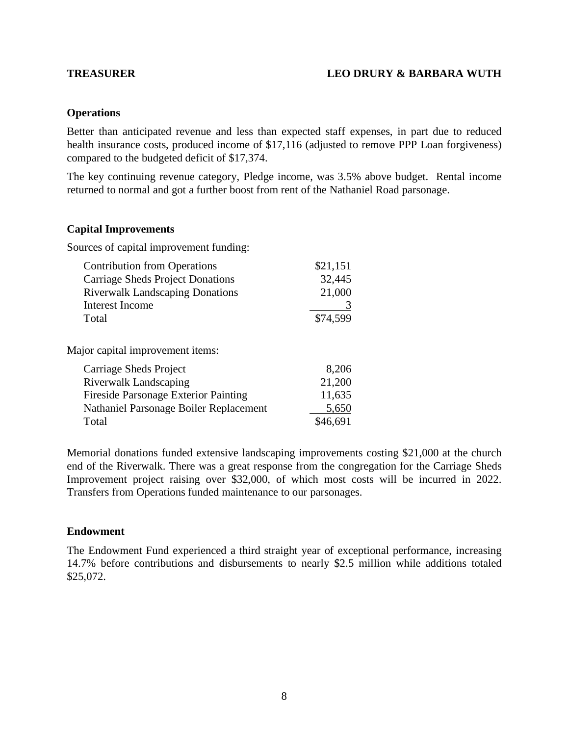**TREASURER** **LEO DRURY & BARBARA WUTH**

### Operations

Better than anticipated revenue and less than expected staff expenses, in part due to reduced health insurance costs, produced income of $17,116 (adjusted to remove PPP Loan forgiveness) compared to the budgeted deficit of $17,374.

The key continuing revenue category, Pledge income, was 3.5% above budget. Rental income returned to normal and got a further boost from rent of the Nathaniel Road parsonage.

### Capital Improvements

Sources of capital improvement funding:

| | |
|---|---|
| Contribution from Operations | $21,151 |
| Carriage Sheds Project Donations | 32,445 |
| Riverwalk Landscaping Donations | 21,000 |
| Interest Income | 3 |
| Total | $74,599 |

Major capital improvement items:

| | |
|---|---|
| Carriage Sheds Project | 8,206 |
| Riverwalk Landscaping | 21,200 |
| Fireside Parsonage Exterior Painting | 11,635 |
| Nathaniel Parsonage Boiler Replacement | 5,650 |
| Total | $46,691 |

Memorial donations funded extensive landscaping improvements costing $21,000 at the church end of the Riverwalk. There was a great response from the congregation for the Carriage Sheds Improvement project raising over $32,000, of which most costs will be incurred in 2022. Transfers from Operations funded maintenance to our parsonages.

### Endowment

The Endowment Fund experienced a third straight year of exceptional performance, increasing 14.7% before contributions and disbursements to nearly $2.5 million while additions totaled $25,072.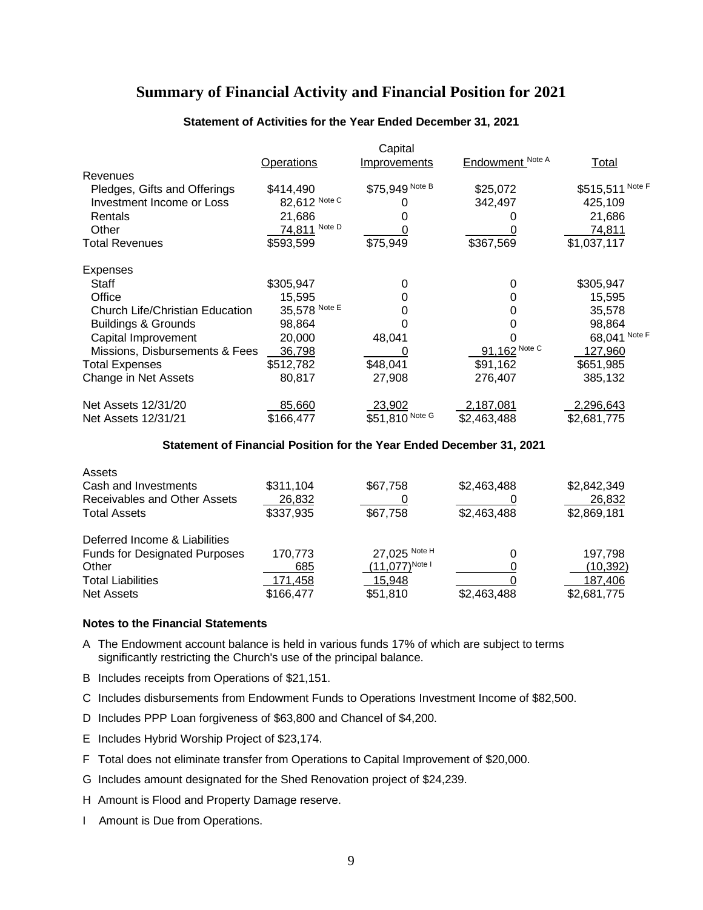# Summary of Financial Activity and Financial Position for 2021

### Statement of Activities for the Year Ended December 31, 2021

| | Operations | Capital Improvements | Endowment [Note A] | Total |
|---|---|---|---|---|
| Revenues | | | | |
| Pledges, Gifts and Offerings | $414,490 | $75,949 [Note B] | $25,072 | $515,511 [Note F] |
| Investment Income or Loss | 82,612 [Note C] | 0 | 342,497 | 425,109 |
| Rentals | 21,686 | 0 | 0 | 21,686 |
| Other | 74,811 [Note D] | 0 | 0 | 74,811 |
| Total Revenues | $593,599 | $75,949 | $367,569 | $1,037,117 |
| Expenses | | | | |
| Staff | $305,947 | 0 | 0 | $305,947 |
| Office | 15,595 | 0 | 0 | 15,595 |
| Church Life/Christian Education | 35,578 [Note E] | 0 | 0 | 35,578 |
| Buildings & Grounds | 98,864 | 0 | 0 | 98,864 |
| Capital Improvement | 20,000 | 48,041 | 0 | 68,041 [Note F] |
| Missions, Disbursements & Fees | 36,798 | 0 | 91,162 [Note C] | 127,960 |
| Total Expenses | $512,782 | $48,041 | $91,162 | $651,985 |
| Change in Net Assets | 80,817 | 27,908 | 276,407 | 385,132 |
| Net Assets 12/31/20 | 85,660 | 23,902 | 2,187,081 | 2,296,643 |
| Net Assets 12/31/21 | $166,477 | $51,810 [Note G] | $2,463,488 | $2,681,775 |

### Statement of Financial Position for the Year Ended December 31, 2021

| | Operations | Capital Improvements | Endowment | Total |
|---|---|---|---|---|
| Assets | | | | |
| Cash and Investments | $311,104 | $67,758 | $2,463,488 | $2,842,349 |
| Receivables and Other Assets | 26,832 | 0 | 0 | 26,832 |
| Total Assets | $337,935 | $67,758 | $2,463,488 | $2,869,181 |
| Deferred Income & Liabilities | | | | |
| Funds for Designated Purposes | 170,773 | 27,025 [Note H] | 0 | 197,798 |
| Other | 685 | (11,077) [Note I] | 0 | (10,392) |
| Total Liabilities | 171,458 | 15,948 | 0 | 187,406 |
| Net Assets | $166,477 | $51,810 | $2,463,488 | $2,681,775 |

**Notes to the Financial Statements**

A The Endowment account balance is held in various funds 17% of which are subject to terms significantly restricting the Church's use of the principal balance.

B Includes receipts from Operations of $21,151.

C Includes disbursements from Endowment Funds to Operations Investment Income of $82,500.

D Includes PPP Loan forgiveness of $63,800 and Chancel of $4,200.

E Includes Hybrid Worship Project of $23,174.

F Total does not eliminate transfer from Operations to Capital Improvement of $20,000.

G Includes amount designated for the Shed Renovation project of $24,239.

H Amount is Flood and Property Damage reserve.

I Amount is Due from Operations.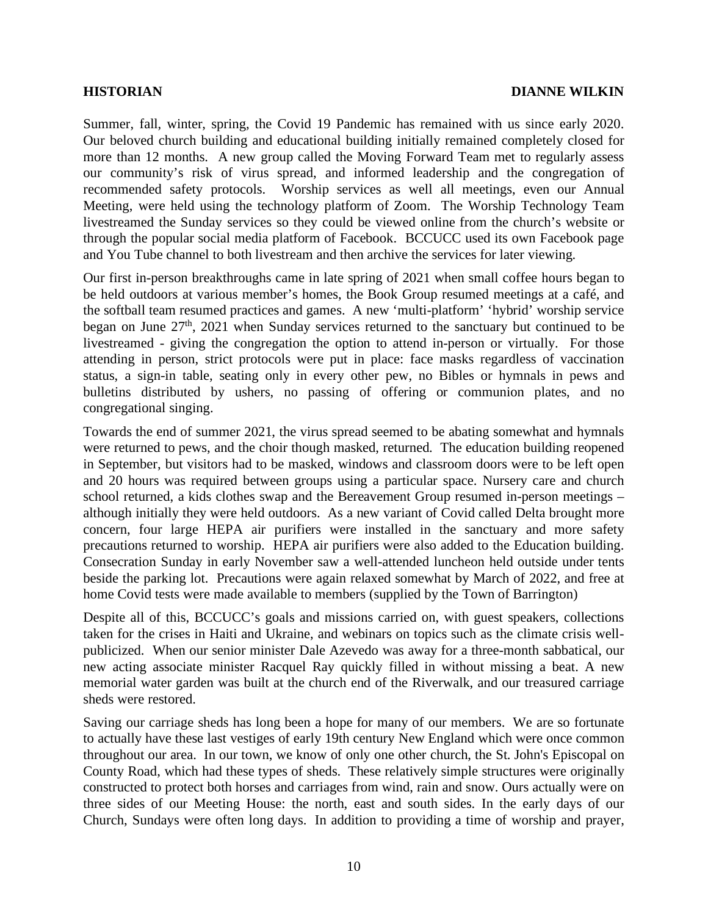**HISTORIAN** **DIANNE WILKIN**

Summer, fall, winter, spring, the Covid 19 Pandemic has remained with us since early 2020. Our beloved church building and educational building initially remained completely closed for more than 12 months. A new group called the Moving Forward Team met to regularly assess our community's risk of virus spread, and informed leadership and the congregation of recommended safety protocols. Worship services as well all meetings, even our Annual Meeting, were held using the technology platform of Zoom. The Worship Technology Team livestreamed the Sunday services so they could be viewed online from the church's website or through the popular social media platform of Facebook. BCCUCC used its own Facebook page and You Tube channel to both livestream and then archive the services for later viewing.

Our first in-person breakthroughs came in late spring of 2021 when small coffee hours began to be held outdoors at various member's homes, the Book Group resumed meetings at a café, and the softball team resumed practices and games. A new 'multi-platform' 'hybrid' worship service began on June 27th, 2021 when Sunday services returned to the sanctuary but continued to be livestreamed - giving the congregation the option to attend in-person or virtually. For those attending in person, strict protocols were put in place: face masks regardless of vaccination status, a sign-in table, seating only in every other pew, no Bibles or hymnals in pews and bulletins distributed by ushers, no passing of offering or communion plates, and no congregational singing.

Towards the end of summer 2021, the virus spread seemed to be abating somewhat and hymnals were returned to pews, and the choir though masked, returned. The education building reopened in September, but visitors had to be masked, windows and classroom doors were to be left open and 20 hours was required between groups using a particular space. Nursery care and church school returned, a kids clothes swap and the Bereavement Group resumed in-person meetings – although initially they were held outdoors. As a new variant of Covid called Delta brought more concern, four large HEPA air purifiers were installed in the sanctuary and more safety precautions returned to worship. HEPA air purifiers were also added to the Education building. Consecration Sunday in early November saw a well-attended luncheon held outside under tents beside the parking lot. Precautions were again relaxed somewhat by March of 2022, and free at home Covid tests were made available to members (supplied by the Town of Barrington)

Despite all of this, BCCUCC's goals and missions carried on, with guest speakers, collections taken for the crises in Haiti and Ukraine, and webinars on topics such as the climate crisis well-publicized. When our senior minister Dale Azevedo was away for a three-month sabbatical, our new acting associate minister Racquel Ray quickly filled in without missing a beat. A new memorial water garden was built at the church end of the Riverwalk, and our treasured carriage sheds were restored.

Saving our carriage sheds has long been a hope for many of our members. We are so fortunate to actually have these last vestiges of early 19th century New England which were once common throughout our area. In our town, we know of only one other church, the St. John's Episcopal on County Road, which had these types of sheds. These relatively simple structures were originally constructed to protect both horses and carriages from wind, rain and snow. Ours actually were on three sides of our Meeting House: the north, east and south sides. In the early days of our Church, Sundays were often long days. In addition to providing a time of worship and prayer,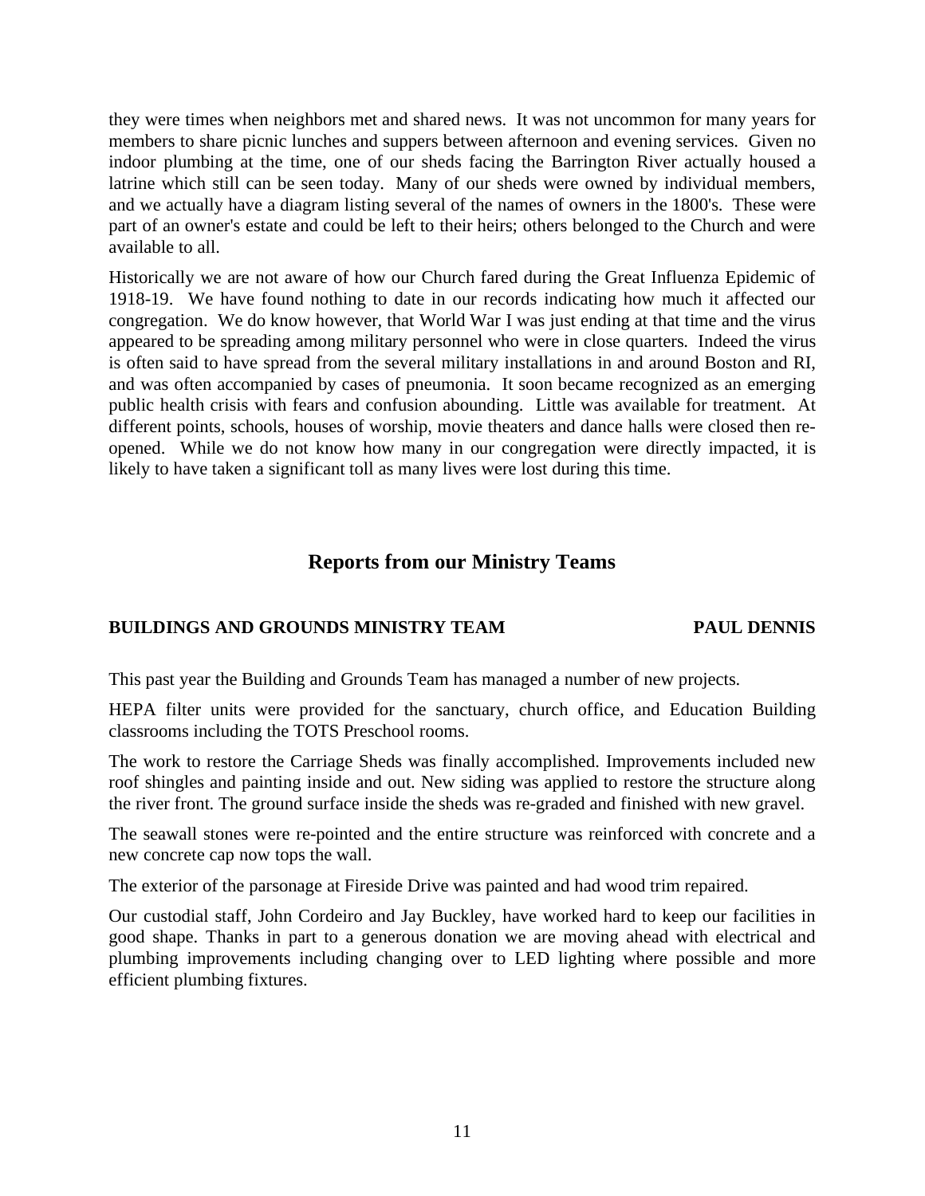they were times when neighbors met and shared news. It was not uncommon for many years for members to share picnic lunches and suppers between afternoon and evening services. Given no indoor plumbing at the time, one of our sheds facing the Barrington River actually housed a latrine which still can be seen today. Many of our sheds were owned by individual members, and we actually have a diagram listing several of the names of owners in the 1800's. These were part of an owner's estate and could be left to their heirs; others belonged to the Church and were available to all.

Historically we are not aware of how our Church fared during the Great Influenza Epidemic of 1918-19. We have found nothing to date in our records indicating how much it affected our congregation. We do know however, that World War I was just ending at that time and the virus appeared to be spreading among military personnel who were in close quarters. Indeed the virus is often said to have spread from the several military installations in and around Boston and RI, and was often accompanied by cases of pneumonia. It soon became recognized as an emerging public health crisis with fears and confusion abounding. Little was available for treatment. At different points, schools, houses of worship, movie theaters and dance halls were closed then re-opened. While we do not know how many in our congregation were directly impacted, it is likely to have taken a significant toll as many lives were lost during this time.

## Reports from our Ministry Teams

### BUILDINGS AND GROUNDS MINISTRY TEAM — PAUL DENNIS

This past year the Building and Grounds Team has managed a number of new projects.

HEPA filter units were provided for the sanctuary, church office, and Education Building classrooms including the TOTS Preschool rooms.

The work to restore the Carriage Sheds was finally accomplished. Improvements included new roof shingles and painting inside and out. New siding was applied to restore the structure along the river front. The ground surface inside the sheds was re-graded and finished with new gravel.

The seawall stones were re-pointed and the entire structure was reinforced with concrete and a new concrete cap now tops the wall.

The exterior of the parsonage at Fireside Drive was painted and had wood trim repaired.

Our custodial staff, John Cordeiro and Jay Buckley, have worked hard to keep our facilities in good shape. Thanks in part to a generous donation we are moving ahead with electrical and plumbing improvements including changing over to LED lighting where possible and more efficient plumbing fixtures.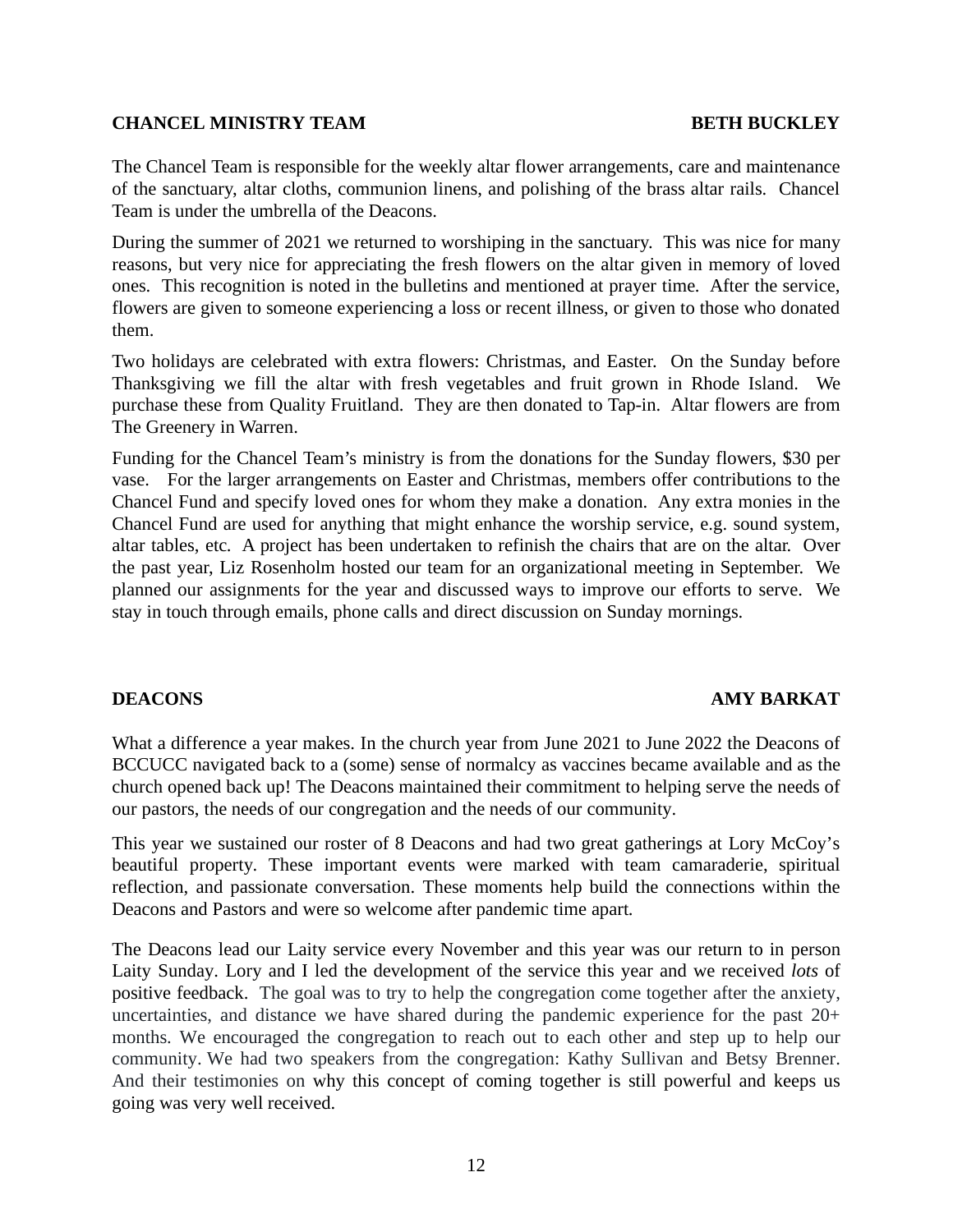**CHANCEL MINISTRY TEAM** **BETH BUCKLEY**

The Chancel Team is responsible for the weekly altar flower arrangements, care and maintenance of the sanctuary, altar cloths, communion linens, and polishing of the brass altar rails. Chancel Team is under the umbrella of the Deacons.

During the summer of 2021 we returned to worshiping in the sanctuary. This was nice for many reasons, but very nice for appreciating the fresh flowers on the altar given in memory of loved ones. This recognition is noted in the bulletins and mentioned at prayer time. After the service, flowers are given to someone experiencing a loss or recent illness, or given to those who donated them.

Two holidays are celebrated with extra flowers: Christmas, and Easter. On the Sunday before Thanksgiving we fill the altar with fresh vegetables and fruit grown in Rhode Island. We purchase these from Quality Fruitland. They are then donated to Tap-in. Altar flowers are from The Greenery in Warren.

Funding for the Chancel Team's ministry is from the donations for the Sunday flowers, $30 per vase. For the larger arrangements on Easter and Christmas, members offer contributions to the Chancel Fund and specify loved ones for whom they make a donation. Any extra monies in the Chancel Fund are used for anything that might enhance the worship service, e.g. sound system, altar tables, etc. A project has been undertaken to refinish the chairs that are on the altar. Over the past year, Liz Rosenholm hosted our team for an organizational meeting in September. We planned our assignments for the year and discussed ways to improve our efforts to serve. We stay in touch through emails, phone calls and direct discussion on Sunday mornings.

**DEACONS** **AMY BARKAT**

What a difference a year makes. In the church year from June 2021 to June 2022 the Deacons of BCCUCC navigated back to a (some) sense of normalcy as vaccines became available and as the church opened back up! The Deacons maintained their commitment to helping serve the needs of our pastors, the needs of our congregation and the needs of our community.

This year we sustained our roster of 8 Deacons and had two great gatherings at Lory McCoy's beautiful property. These important events were marked with team camaraderie, spiritual reflection, and passionate conversation. These moments help build the connections within the Deacons and Pastors and were so welcome after pandemic time apart.

The Deacons lead our Laity service every November and this year was our return to in person Laity Sunday. Lory and I led the development of the service this year and we received *lots* of positive feedback. The goal was to try to help the congregation come together after the anxiety, uncertainties, and distance we have shared during the pandemic experience for the past 20+ months. We encouraged the congregation to reach out to each other and step up to help our community. We had two speakers from the congregation: Kathy Sullivan and Betsy Brenner. And their testimonies on why this concept of coming together is still powerful and keeps us going was very well received.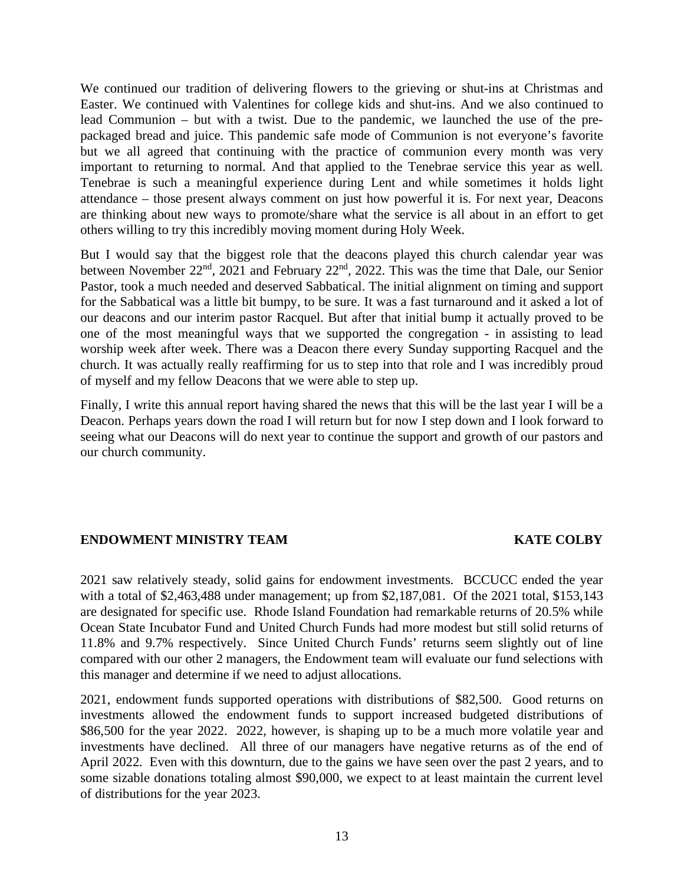We continued our tradition of delivering flowers to the grieving or shut-ins at Christmas and Easter. We continued with Valentines for college kids and shut-ins. And we also continued to lead Communion – but with a twist. Due to the pandemic, we launched the use of the pre-packaged bread and juice. This pandemic safe mode of Communion is not everyone's favorite but we all agreed that continuing with the practice of communion every month was very important to returning to normal. And that applied to the Tenebrae service this year as well. Tenebrae is such a meaningful experience during Lent and while sometimes it holds light attendance – those present always comment on just how powerful it is. For next year, Deacons are thinking about new ways to promote/share what the service is all about in an effort to get others willing to try this incredibly moving moment during Holy Week.

But I would say that the biggest role that the deacons played this church calendar year was between November 22nd, 2021 and February 22nd, 2022. This was the time that Dale, our Senior Pastor, took a much needed and deserved Sabbatical. The initial alignment on timing and support for the Sabbatical was a little bit bumpy, to be sure. It was a fast turnaround and it asked a lot of our deacons and our interim pastor Racquel. But after that initial bump it actually proved to be one of the most meaningful ways that we supported the congregation - in assisting to lead worship week after week. There was a Deacon there every Sunday supporting Racquel and the church. It was actually really reaffirming for us to step into that role and I was incredibly proud of myself and my fellow Deacons that we were able to step up.

Finally, I write this annual report having shared the news that this will be the last year I will be a Deacon. Perhaps years down the road I will return but for now I step down and I look forward to seeing what our Deacons will do next year to continue the support and growth of our pastors and our church community.

## ENDOWMENT MINISTRY TEAM — KATE COLBY

2021 saw relatively steady, solid gains for endowment investments. BCCUCC ended the year with a total of $2,463,488 under management; up from $2,187,081. Of the 2021 total, $153,143 are designated for specific use. Rhode Island Foundation had remarkable returns of 20.5% while Ocean State Incubator Fund and United Church Funds had more modest but still solid returns of 11.8% and 9.7% respectively. Since United Church Funds' returns seem slightly out of line compared with our other 2 managers, the Endowment team will evaluate our fund selections with this manager and determine if we need to adjust allocations.

2021, endowment funds supported operations with distributions of $82,500. Good returns on investments allowed the endowment funds to support increased budgeted distributions of $86,500 for the year 2022. 2022, however, is shaping up to be a much more volatile year and investments have declined. All three of our managers have negative returns as of the end of April 2022. Even with this downturn, due to the gains we have seen over the past 2 years, and to some sizable donations totaling almost $90,000, we expect to at least maintain the current level of distributions for the year 2023.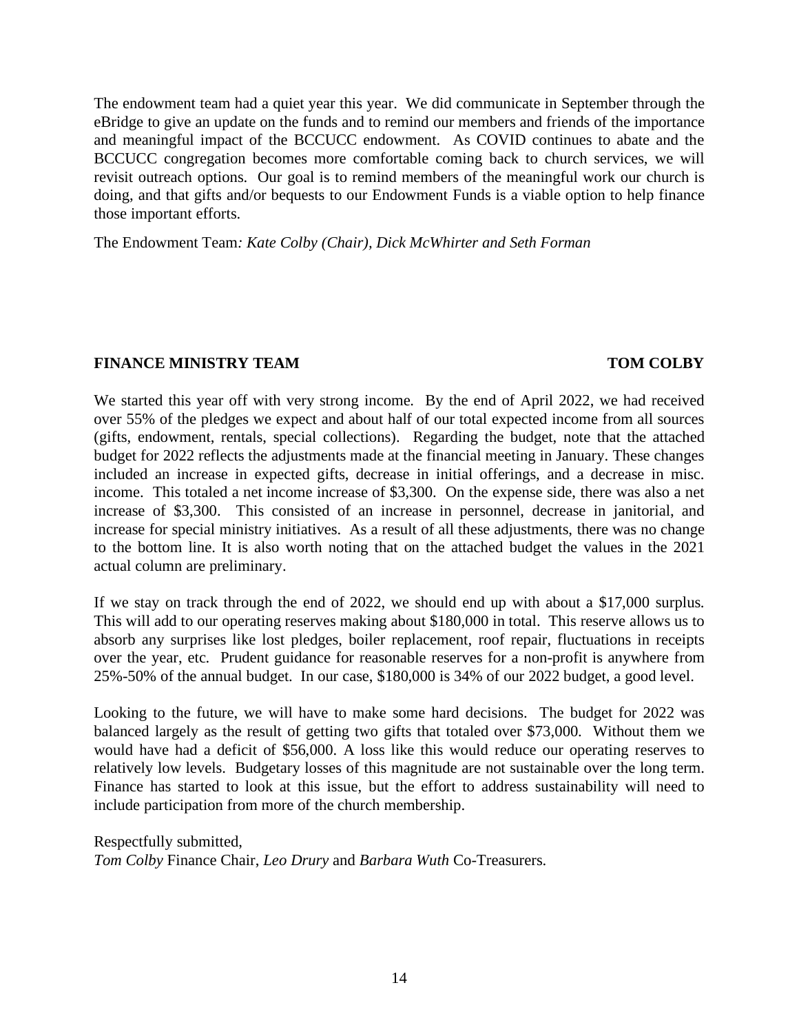The endowment team had a quiet year this year. We did communicate in September through the eBridge to give an update on the funds and to remind our members and friends of the importance and meaningful impact of the BCCUCC endowment. As COVID continues to abate and the BCCUCC congregation becomes more comfortable coming back to church services, we will revisit outreach options. Our goal is to remind members of the meaningful work our church is doing, and that gifts and/or bequests to our Endowment Funds is a viable option to help finance those important efforts.

The Endowment Team*: Kate Colby (Chair), Dick McWhirter and Seth Forman*

## FINANCE MINISTRY TEAM — TOM COLBY

We started this year off with very strong income. By the end of April 2022, we had received over 55% of the pledges we expect and about half of our total expected income from all sources (gifts, endowment, rentals, special collections). Regarding the budget, note that the attached budget for 2022 reflects the adjustments made at the financial meeting in January. These changes included an increase in expected gifts, decrease in initial offerings, and a decrease in misc. income. This totaled a net income increase of $3,300. On the expense side, there was also a net increase of $3,300. This consisted of an increase in personnel, decrease in janitorial, and increase for special ministry initiatives. As a result of all these adjustments, there was no change to the bottom line. It is also worth noting that on the attached budget the values in the 2021 actual column are preliminary.

If we stay on track through the end of 2022, we should end up with about a $17,000 surplus. This will add to our operating reserves making about $180,000 in total. This reserve allows us to absorb any surprises like lost pledges, boiler replacement, roof repair, fluctuations in receipts over the year, etc. Prudent guidance for reasonable reserves for a non-profit is anywhere from 25%-50% of the annual budget. In our case, $180,000 is 34% of our 2022 budget, a good level.

Looking to the future, we will have to make some hard decisions. The budget for 2022 was balanced largely as the result of getting two gifts that totaled over $73,000. Without them we would have had a deficit of $56,000. A loss like this would reduce our operating reserves to relatively low levels. Budgetary losses of this magnitude are not sustainable over the long term. Finance has started to look at this issue, but the effort to address sustainability will need to include participation from more of the church membership.

Respectfully submitted,
*Tom Colby* Finance Chair, *Leo Drury* and *Barbara Wuth* Co-Treasurers.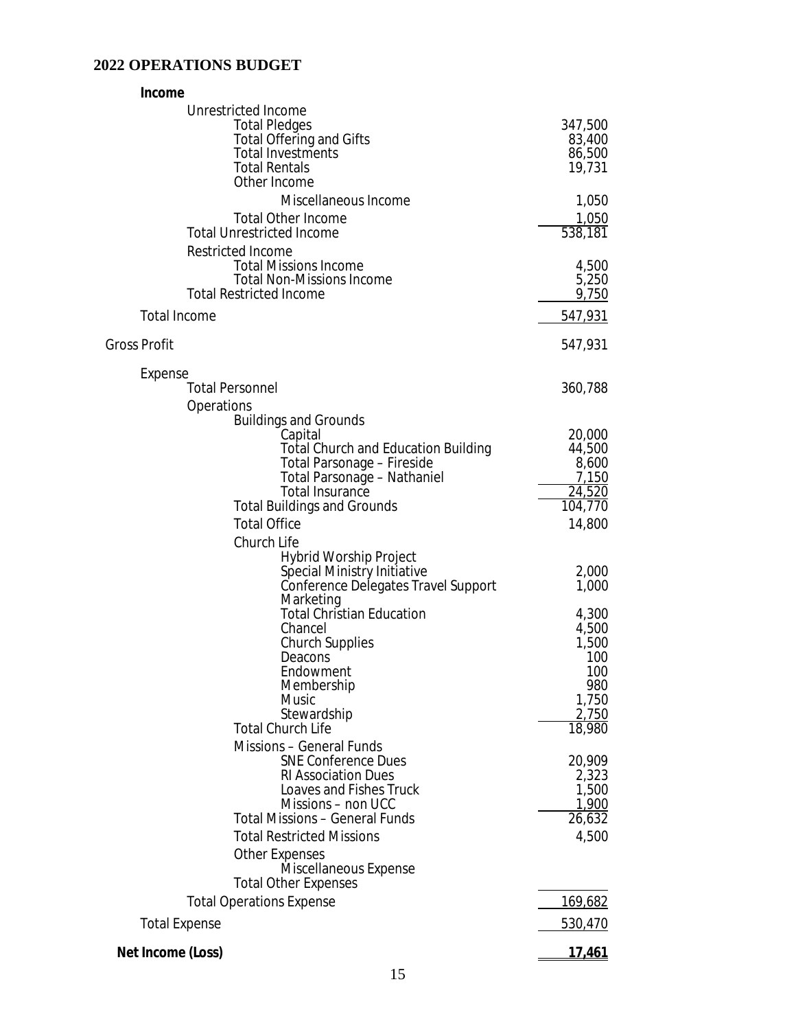## 2022 OPERATIONS BUDGET

| | |
|---|---:|
| **Income** | |
| Unrestricted Income | |
| Total Pledges | 347,500 |
| Total Offering and Gifts | 83,400 |
| Total Investments | 86,500 |
| Total Rentals | 19,731 |
| Other Income | |
| Miscellaneous Income | 1,050 |
| Total Other Income | 1,050 |
| Total Unrestricted Income | 538,181 |
| Restricted Income | |
| Total Missions Income | 4,500 |
| Total Non-Missions Income | 5,250 |
| Total Restricted Income | 9,750 |
| Total Income | 547,931 |
| Gross Profit | 547,931 |
| Expense | |
| Total Personnel | 360,788 |
| Operations | |
| Buildings and Grounds | |
| Capital | 20,000 |
| Total Church and Education Building | 44,500 |
| Total Parsonage – Fireside | 8,600 |
| Total Parsonage – Nathaniel | 7,150 |
| Total Insurance | 24,520 |
| Total Buildings and Grounds | 104,770 |
| Total Office | 14,800 |
| Church Life | |
| Hybrid Worship Project | |
| Special Ministry Initiative | 2,000 |
| Conference Delegates Travel Support | 1,000 |
| Marketing | |
| Total Christian Education | 4,300 |
| Chancel | 4,500 |
| Church Supplies | 1,500 |
| Deacons | 100 |
| Endowment | 100 |
| Membership | 980 |
| Music | 1,750 |
| Stewardship | 2,750 |
| Total Church Life | 18,980 |
| Missions – General Funds | |
| SNE Conference Dues | 20,909 |
| RI Association Dues | 2,323 |
| Loaves and Fishes Truck | 1,500 |
| Missions – non UCC | 1,900 |
| Total Missions – General Funds | 26,632 |
| Total Restricted Missions | 4,500 |
| Other Expenses | |
| Miscellaneous Expense | |
| Total Other Expenses | |
| Total Operations Expense | 169,682 |
| Total Expense | 530,470 |
| **Net Income (Loss)** | **17,461** |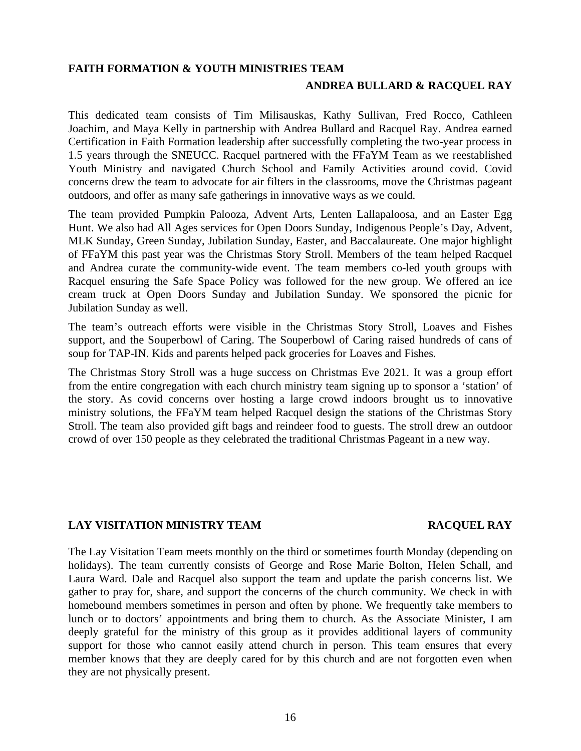## FAITH FORMATION & YOUTH MINISTRIES TEAM

**ANDREA BULLARD & RACQUEL RAY**

This dedicated team consists of Tim Milisauskas, Kathy Sullivan, Fred Rocco, Cathleen Joachim, and Maya Kelly in partnership with Andrea Bullard and Racquel Ray. Andrea earned Certification in Faith Formation leadership after successfully completing the two-year process in 1.5 years through the SNEUCC. Racquel partnered with the FFaYM Team as we reestablished Youth Ministry and navigated Church School and Family Activities around covid. Covid concerns drew the team to advocate for air filters in the classrooms, move the Christmas pageant outdoors, and offer as many safe gatherings in innovative ways as we could.

The team provided Pumpkin Palooza, Advent Arts, Lenten Lallapaloosa, and an Easter Egg Hunt. We also had All Ages services for Open Doors Sunday, Indigenous People's Day, Advent, MLK Sunday, Green Sunday, Jubilation Sunday, Easter, and Baccalaureate. One major highlight of FFaYM this past year was the Christmas Story Stroll. Members of the team helped Racquel and Andrea curate the community-wide event. The team members co-led youth groups with Racquel ensuring the Safe Space Policy was followed for the new group. We offered an ice cream truck at Open Doors Sunday and Jubilation Sunday. We sponsored the picnic for Jubilation Sunday as well.

The team's outreach efforts were visible in the Christmas Story Stroll, Loaves and Fishes support, and the Souperbowl of Caring. The Souperbowl of Caring raised hundreds of cans of soup for TAP-IN. Kids and parents helped pack groceries for Loaves and Fishes.

The Christmas Story Stroll was a huge success on Christmas Eve 2021. It was a group effort from the entire congregation with each church ministry team signing up to sponsor a 'station' of the story. As covid concerns over hosting a large crowd indoors brought us to innovative ministry solutions, the FFaYM team helped Racquel design the stations of the Christmas Story Stroll. The team also provided gift bags and reindeer food to guests. The stroll drew an outdoor crowd of over 150 people as they celebrated the traditional Christmas Pageant in a new way.

## LAY VISITATION MINISTRY TEAM

**RACQUEL RAY**

The Lay Visitation Team meets monthly on the third or sometimes fourth Monday (depending on holidays). The team currently consists of George and Rose Marie Bolton, Helen Schall, and Laura Ward. Dale and Racquel also support the team and update the parish concerns list. We gather to pray for, share, and support the concerns of the church community. We check in with homebound members sometimes in person and often by phone. We frequently take members to lunch or to doctors' appointments and bring them to church. As the Associate Minister, I am deeply grateful for the ministry of this group as it provides additional layers of community support for those who cannot easily attend church in person. This team ensures that every member knows that they are deeply cared for by this church and are not forgotten even when they are not physically present.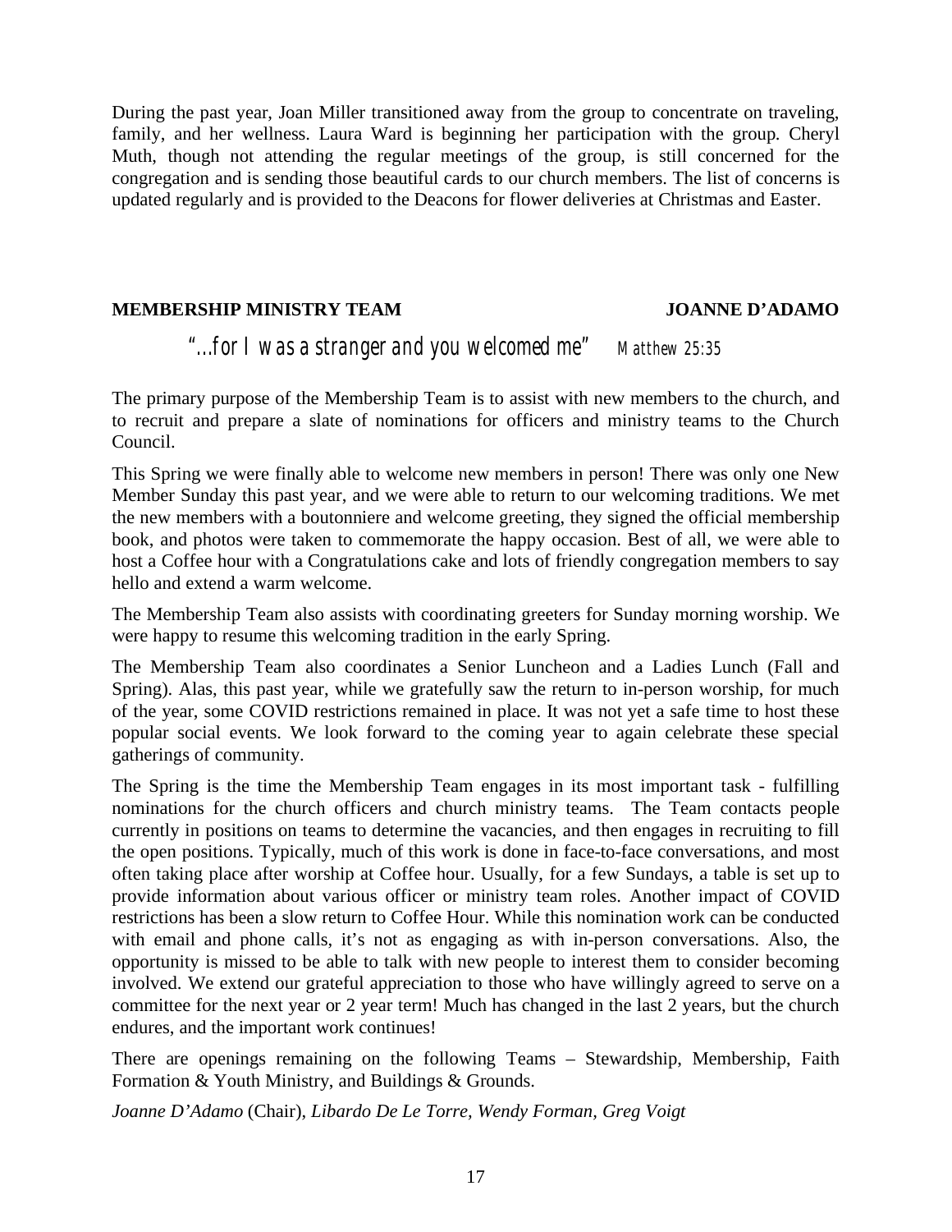During the past year, Joan Miller transitioned away from the group to concentrate on traveling, family, and her wellness. Laura Ward is beginning her participation with the group. Cheryl Muth, though not attending the regular meetings of the group, is still concerned for the congregation and is sending those beautiful cards to our church members. The list of concerns is updated regularly and is provided to the Deacons for flower deliveries at Christmas and Easter.

## MEMBERSHIP MINISTRY TEAM — JOANNE D'ADAMO

*"...for I was a stranger and you welcomed me"* Matthew 25:35

The primary purpose of the Membership Team is to assist with new members to the church, and to recruit and prepare a slate of nominations for officers and ministry teams to the Church Council.

This Spring we were finally able to welcome new members in person! There was only one New Member Sunday this past year, and we were able to return to our welcoming traditions. We met the new members with a boutonniere and welcome greeting, they signed the official membership book, and photos were taken to commemorate the happy occasion. Best of all, we were able to host a Coffee hour with a Congratulations cake and lots of friendly congregation members to say hello and extend a warm welcome.

The Membership Team also assists with coordinating greeters for Sunday morning worship. We were happy to resume this welcoming tradition in the early Spring.

The Membership Team also coordinates a Senior Luncheon and a Ladies Lunch (Fall and Spring). Alas, this past year, while we gratefully saw the return to in-person worship, for much of the year, some COVID restrictions remained in place. It was not yet a safe time to host these popular social events. We look forward to the coming year to again celebrate these special gatherings of community.

The Spring is the time the Membership Team engages in its most important task - fulfilling nominations for the church officers and church ministry teams. The Team contacts people currently in positions on teams to determine the vacancies, and then engages in recruiting to fill the open positions. Typically, much of this work is done in face-to-face conversations, and most often taking place after worship at Coffee hour. Usually, for a few Sundays, a table is set up to provide information about various officer or ministry team roles. Another impact of COVID restrictions has been a slow return to Coffee Hour. While this nomination work can be conducted with email and phone calls, it's not as engaging as with in-person conversations. Also, the opportunity is missed to be able to talk with new people to interest them to consider becoming involved. We extend our grateful appreciation to those who have willingly agreed to serve on a committee for the next year or 2 year term! Much has changed in the last 2 years, but the church endures, and the important work continues!

There are openings remaining on the following Teams – Stewardship, Membership, Faith Formation & Youth Ministry, and Buildings & Grounds.

*Joanne D'Adamo* (Chair), *Libardo De Le Torre, Wendy Forman, Greg Voigt*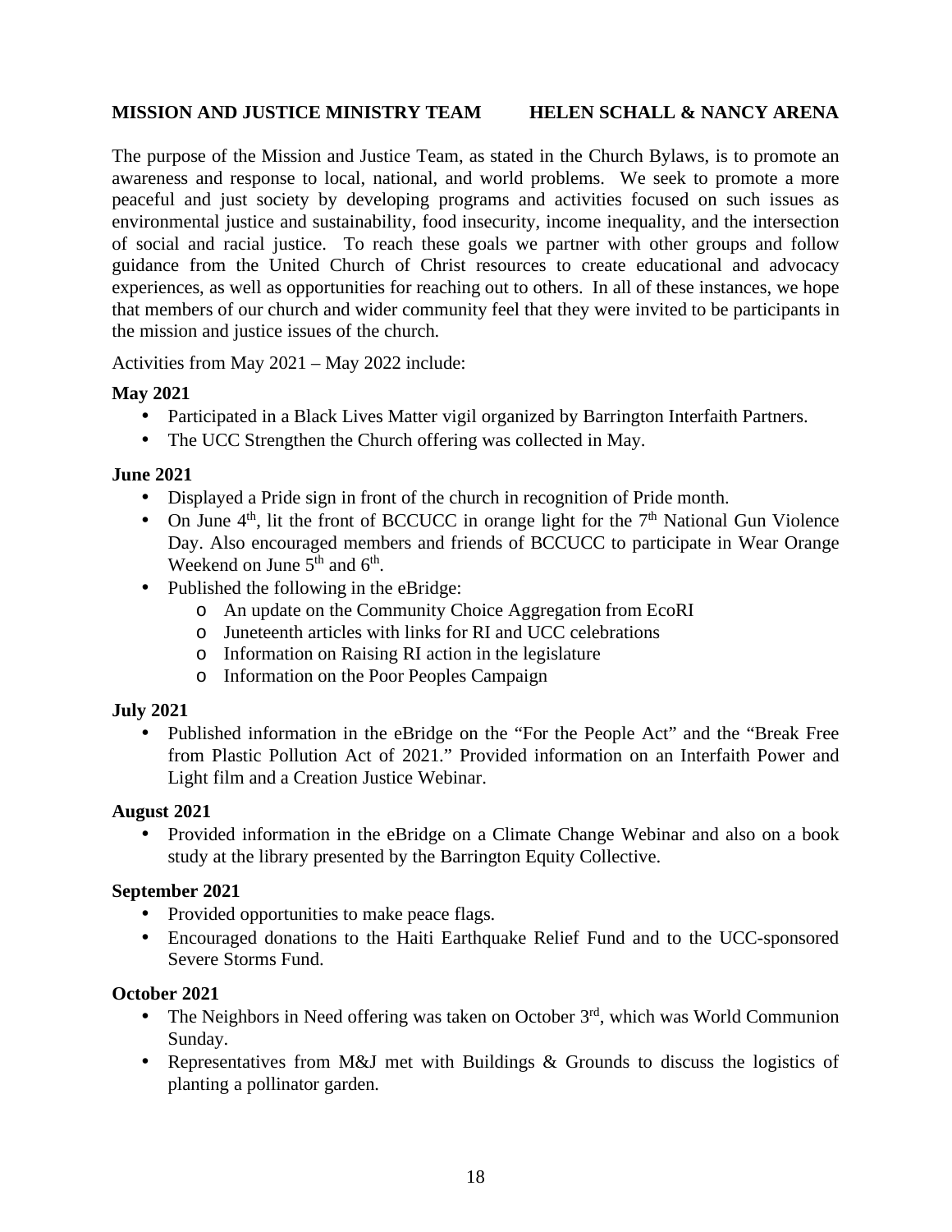**MISSION AND JUSTICE MINISTRY TEAM HELEN SCHALL & NANCY ARENA**

The purpose of the Mission and Justice Team, as stated in the Church Bylaws, is to promote an awareness and response to local, national, and world problems. We seek to promote a more peaceful and just society by developing programs and activities focused on such issues as environmental justice and sustainability, food insecurity, income inequality, and the intersection of social and racial justice. To reach these goals we partner with other groups and follow guidance from the United Church of Christ resources to create educational and advocacy experiences, as well as opportunities for reaching out to others. In all of these instances, we hope that members of our church and wider community feel that they were invited to be participants in the mission and justice issues of the church.

Activities from May 2021 – May 2022 include:

**May 2021**

- Participated in a Black Lives Matter vigil organized by Barrington Interfaith Partners.
- The UCC Strengthen the Church offering was collected in May.

**June 2021**

- Displayed a Pride sign in front of the church in recognition of Pride month.
- On June 4th, lit the front of BCCUCC in orange light for the 7th National Gun Violence Day. Also encouraged members and friends of BCCUCC to participate in Wear Orange Weekend on June 5th and 6th.
- Published the following in the eBridge:
    - An update on the Community Choice Aggregation from EcoRI
    - Juneteenth articles with links for RI and UCC celebrations
    - Information on Raising RI action in the legislature
    - Information on the Poor Peoples Campaign

**July 2021**

- Published information in the eBridge on the "For the People Act" and the "Break Free from Plastic Pollution Act of 2021." Provided information on an Interfaith Power and Light film and a Creation Justice Webinar.

**August 2021**

- Provided information in the eBridge on a Climate Change Webinar and also on a book study at the library presented by the Barrington Equity Collective.

**September 2021**

- Provided opportunities to make peace flags.
- Encouraged donations to the Haiti Earthquake Relief Fund and to the UCC-sponsored Severe Storms Fund.

**October 2021**

- The Neighbors in Need offering was taken on October 3rd, which was World Communion Sunday.
- Representatives from M&J met with Buildings & Grounds to discuss the logistics of planting a pollinator garden.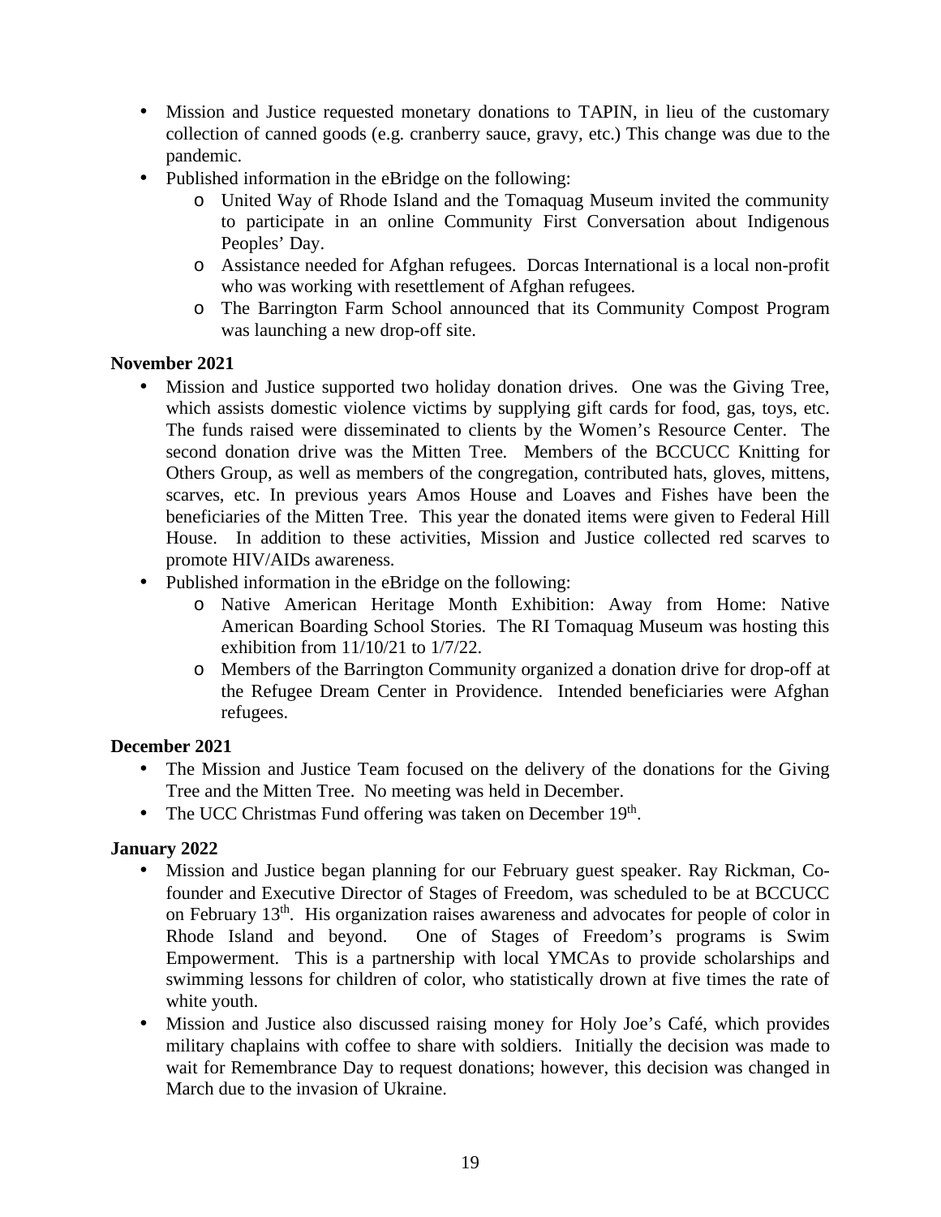- Mission and Justice requested monetary donations to TAPIN, in lieu of the customary collection of canned goods (e.g. cranberry sauce, gravy, etc.) This change was due to the pandemic.
- Published information in the eBridge on the following:
  - United Way of Rhode Island and the Tomaquag Museum invited the community to participate in an online Community First Conversation about Indigenous Peoples' Day.
  - Assistance needed for Afghan refugees. Dorcas International is a local non-profit who was working with resettlement of Afghan refugees.
  - The Barrington Farm School announced that its Community Compost Program was launching a new drop-off site.

**November 2021**

- Mission and Justice supported two holiday donation drives. One was the Giving Tree, which assists domestic violence victims by supplying gift cards for food, gas, toys, etc. The funds raised were disseminated to clients by the Women's Resource Center. The second donation drive was the Mitten Tree. Members of the BCCUCC Knitting for Others Group, as well as members of the congregation, contributed hats, gloves, mittens, scarves, etc. In previous years Amos House and Loaves and Fishes have been the beneficiaries of the Mitten Tree. This year the donated items were given to Federal Hill House. In addition to these activities, Mission and Justice collected red scarves to promote HIV/AIDs awareness.
- Published information in the eBridge on the following:
  - Native American Heritage Month Exhibition: Away from Home: Native American Boarding School Stories. The RI Tomaquag Museum was hosting this exhibition from 11/10/21 to 1/7/22.
  - Members of the Barrington Community organized a donation drive for drop-off at the Refugee Dream Center in Providence. Intended beneficiaries were Afghan refugees.

**December 2021**

- The Mission and Justice Team focused on the delivery of the donations for the Giving Tree and the Mitten Tree. No meeting was held in December.
- The UCC Christmas Fund offering was taken on December 19th.

**January 2022**

- Mission and Justice began planning for our February guest speaker. Ray Rickman, Co-founder and Executive Director of Stages of Freedom, was scheduled to be at BCCUCC on February 13th. His organization raises awareness and advocates for people of color in Rhode Island and beyond. One of Stages of Freedom's programs is Swim Empowerment. This is a partnership with local YMCAs to provide scholarships and swimming lessons for children of color, who statistically drown at five times the rate of white youth.
- Mission and Justice also discussed raising money for Holy Joe's Café, which provides military chaplains with coffee to share with soldiers. Initially the decision was made to wait for Remembrance Day to request donations; however, this decision was changed in March due to the invasion of Ukraine.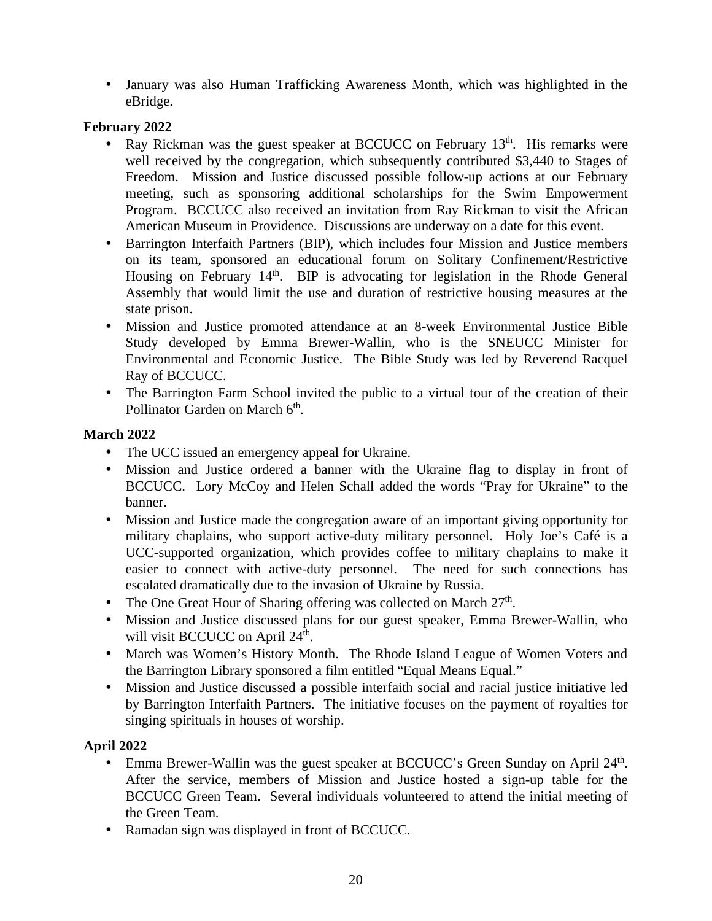- January was also Human Trafficking Awareness Month, which was highlighted in the eBridge.

**February 2022**

- Ray Rickman was the guest speaker at BCCUCC on February 13th. His remarks were well received by the congregation, which subsequently contributed $3,440 to Stages of Freedom. Mission and Justice discussed possible follow-up actions at our February meeting, such as sponsoring additional scholarships for the Swim Empowerment Program. BCCUCC also received an invitation from Ray Rickman to visit the African American Museum in Providence. Discussions are underway on a date for this event.
- Barrington Interfaith Partners (BIP), which includes four Mission and Justice members on its team, sponsored an educational forum on Solitary Confinement/Restrictive Housing on February 14th. BIP is advocating for legislation in the Rhode General Assembly that would limit the use and duration of restrictive housing measures at the state prison.
- Mission and Justice promoted attendance at an 8-week Environmental Justice Bible Study developed by Emma Brewer-Wallin, who is the SNEUCC Minister for Environmental and Economic Justice. The Bible Study was led by Reverend Racquel Ray of BCCUCC.
- The Barrington Farm School invited the public to a virtual tour of the creation of their Pollinator Garden on March 6th.

**March 2022**

- The UCC issued an emergency appeal for Ukraine.
- Mission and Justice ordered a banner with the Ukraine flag to display in front of BCCUCC. Lory McCoy and Helen Schall added the words "Pray for Ukraine" to the banner.
- Mission and Justice made the congregation aware of an important giving opportunity for military chaplains, who support active-duty military personnel. Holy Joe's Café is a UCC-supported organization, which provides coffee to military chaplains to make it easier to connect with active-duty personnel. The need for such connections has escalated dramatically due to the invasion of Ukraine by Russia.
- The One Great Hour of Sharing offering was collected on March 27th.
- Mission and Justice discussed plans for our guest speaker, Emma Brewer-Wallin, who will visit BCCUCC on April 24th.
- March was Women's History Month. The Rhode Island League of Women Voters and the Barrington Library sponsored a film entitled "Equal Means Equal."
- Mission and Justice discussed a possible interfaith social and racial justice initiative led by Barrington Interfaith Partners. The initiative focuses on the payment of royalties for singing spirituals in houses of worship.

**April 2022**

- Emma Brewer-Wallin was the guest speaker at BCCUCC's Green Sunday on April 24th. After the service, members of Mission and Justice hosted a sign-up table for the BCCUCC Green Team. Several individuals volunteered to attend the initial meeting of the Green Team.
- Ramadan sign was displayed in front of BCCUCC.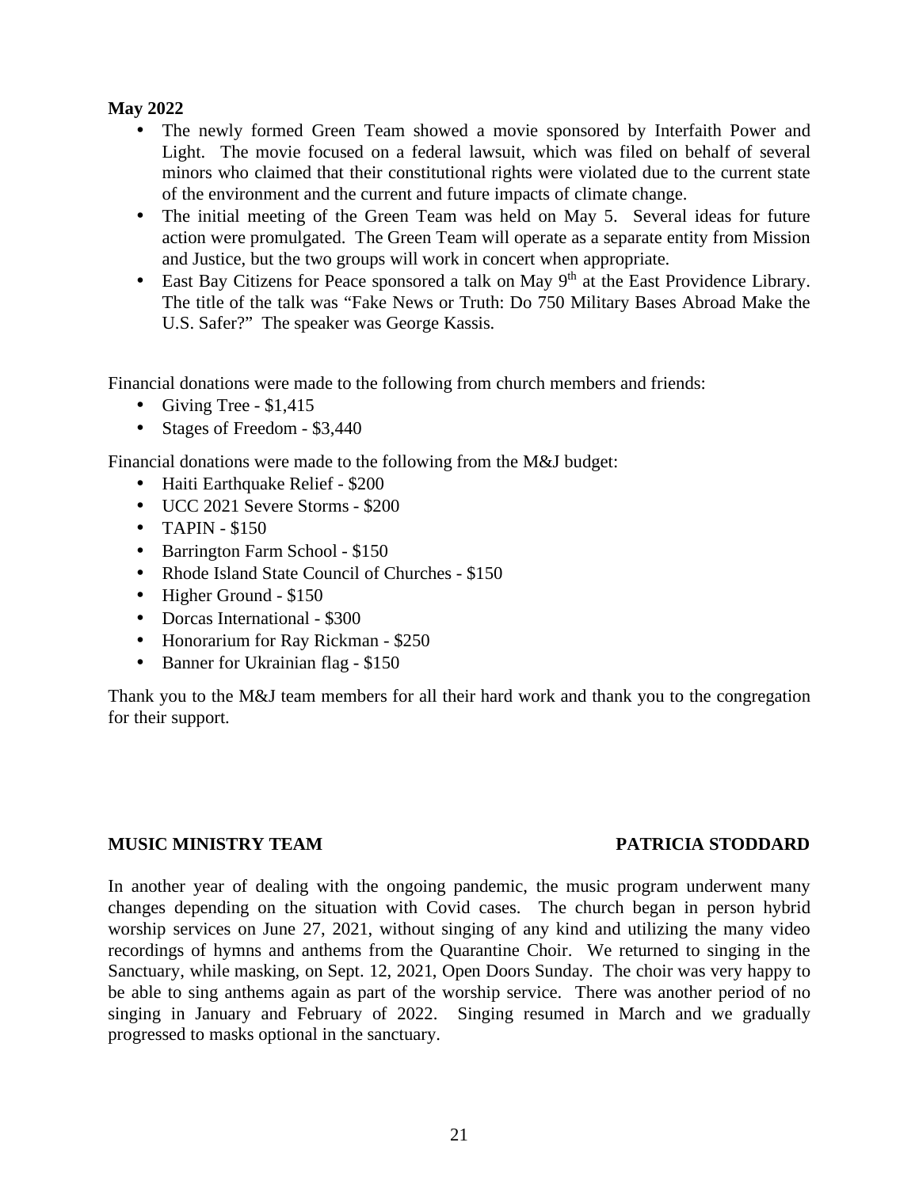**May 2022**

- The newly formed Green Team showed a movie sponsored by Interfaith Power and Light. The movie focused on a federal lawsuit, which was filed on behalf of several minors who claimed that their constitutional rights were violated due to the current state of the environment and the current and future impacts of climate change.
- The initial meeting of the Green Team was held on May 5. Several ideas for future action were promulgated. The Green Team will operate as a separate entity from Mission and Justice, but the two groups will work in concert when appropriate.
- East Bay Citizens for Peace sponsored a talk on May 9th at the East Providence Library. The title of the talk was "Fake News or Truth: Do 750 Military Bases Abroad Make the U.S. Safer?" The speaker was George Kassis.

Financial donations were made to the following from church members and friends:

- Giving Tree - $1,415
- Stages of Freedom - $3,440

Financial donations were made to the following from the M&J budget:

- Haiti Earthquake Relief - $200
- UCC 2021 Severe Storms - $200
- TAPIN - $150
- Barrington Farm School - $150
- Rhode Island State Council of Churches - $150
- Higher Ground - $150
- Dorcas International - $300
- Honorarium for Ray Rickman - $250
- Banner for Ukrainian flag - $150

Thank you to the M&J team members for all their hard work and thank you to the congregation for their support.

## MUSIC MINISTRY TEAM — PATRICIA STODDARD

In another year of dealing with the ongoing pandemic, the music program underwent many changes depending on the situation with Covid cases. The church began in person hybrid worship services on June 27, 2021, without singing of any kind and utilizing the many video recordings of hymns and anthems from the Quarantine Choir. We returned to singing in the Sanctuary, while masking, on Sept. 12, 2021, Open Doors Sunday. The choir was very happy to be able to sing anthems again as part of the worship service. There was another period of no singing in January and February of 2022. Singing resumed in March and we gradually progressed to masks optional in the sanctuary.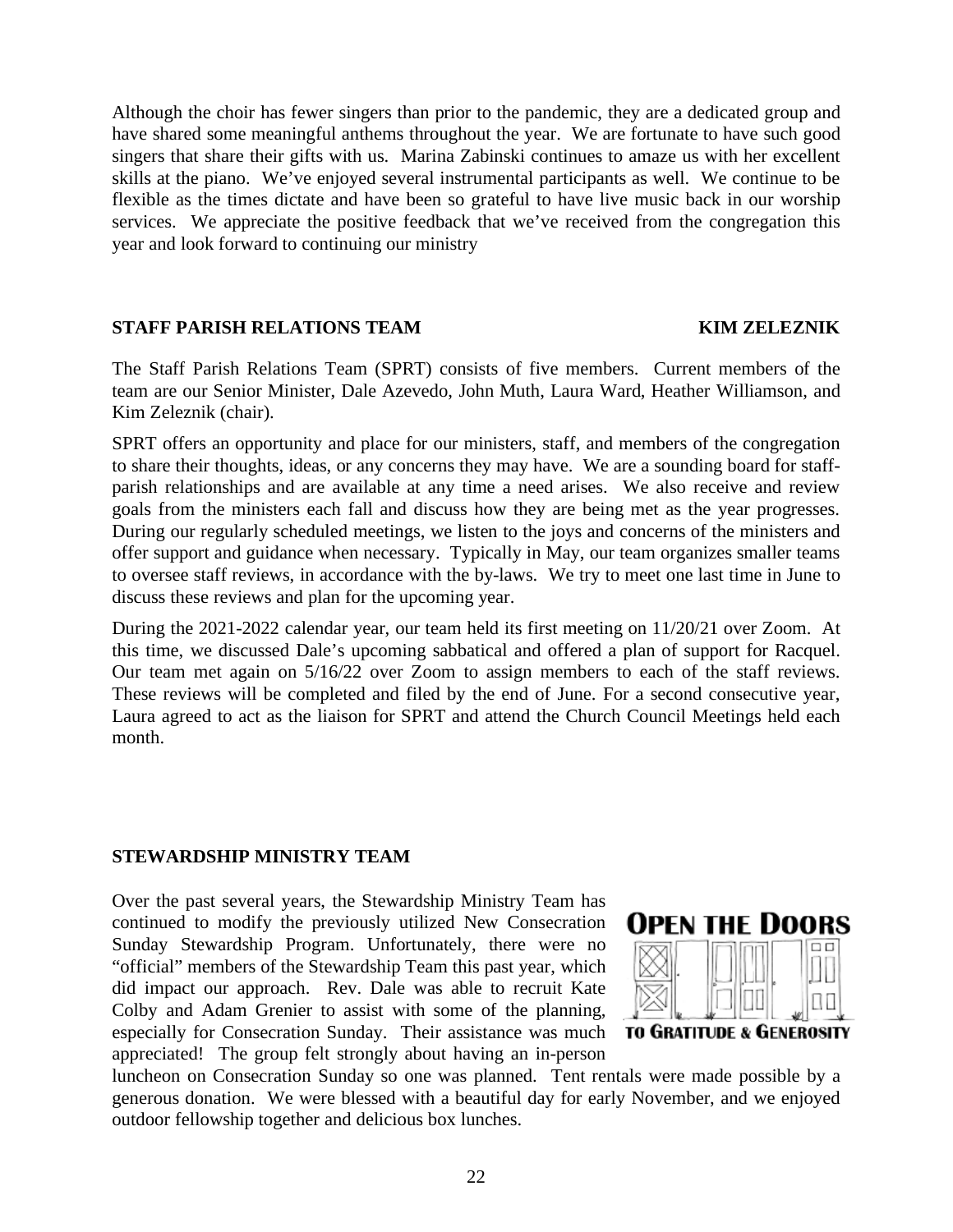Although the choir has fewer singers than prior to the pandemic, they are a dedicated group and have shared some meaningful anthems throughout the year. We are fortunate to have such good singers that share their gifts with us. Marina Zabinski continues to amaze us with her excellent skills at the piano. We've enjoyed several instrumental participants as well. We continue to be flexible as the times dictate and have been so grateful to have live music back in our worship services. We appreciate the positive feedback that we've received from the congregation this year and look forward to continuing our ministry

**STAFF PARISH RELATIONS TEAM** **KIM ZELEZNIK**

The Staff Parish Relations Team (SPRT) consists of five members. Current members of the team are our Senior Minister, Dale Azevedo, John Muth, Laura Ward, Heather Williamson, and Kim Zeleznik (chair).

SPRT offers an opportunity and place for our ministers, staff, and members of the congregation to share their thoughts, ideas, or any concerns they may have. We are a sounding board for staff-parish relationships and are available at any time a need arises. We also receive and review goals from the ministers each fall and discuss how they are being met as the year progresses. During our regularly scheduled meetings, we listen to the joys and concerns of the ministers and offer support and guidance when necessary. Typically in May, our team organizes smaller teams to oversee staff reviews, in accordance with the by-laws. We try to meet one last time in June to discuss these reviews and plan for the upcoming year.

During the 2021-2022 calendar year, our team held its first meeting on 11/20/21 over Zoom. At this time, we discussed Dale's upcoming sabbatical and offered a plan of support for Racquel. Our team met again on 5/16/22 over Zoom to assign members to each of the staff reviews. These reviews will be completed and filed by the end of June. For a second consecutive year, Laura agreed to act as the liaison for SPRT and attend the Church Council Meetings held each month.

**STEWARDSHIP MINISTRY TEAM**

OPEN THE DOORS TO GRATITUDE & GENEROSITY

Over the past several years, the Stewardship Ministry Team has continued to modify the previously utilized New Consecration Sunday Stewardship Program. Unfortunately, there were no "official" members of the Stewardship Team this past year, which did impact our approach. Rev. Dale was able to recruit Kate Colby and Adam Grenier to assist with some of the planning, especially for Consecration Sunday. Their assistance was much appreciated! The group felt strongly about having an in-person luncheon on Consecration Sunday so one was planned. Tent rentals were made possible by a generous donation. We were blessed with a beautiful day for early November, and we enjoyed outdoor fellowship together and delicious box lunches.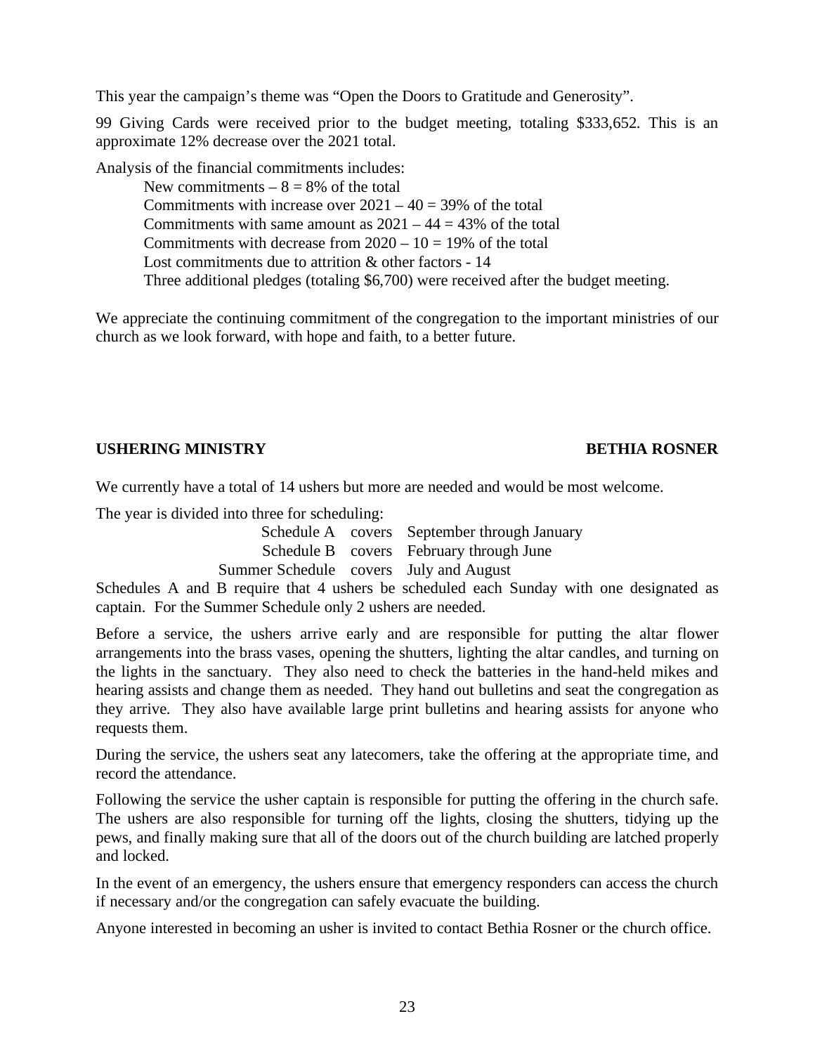This year the campaign's theme was "Open the Doors to Gratitude and Generosity".

99 Giving Cards were received prior to the budget meeting, totaling $333,652. This is an approximate 12% decrease over the 2021 total.

Analysis of the financial commitments includes:

New commitments – 8 = 8% of the total
Commitments with increase over 2021 – 40 = 39% of the total
Commitments with same amount as 2021 – 44 = 43% of the total
Commitments with decrease from 2020 – 10 = 19% of the total
Lost commitments due to attrition & other factors - 14
Three additional pledges (totaling $6,700) were received after the budget meeting.

We appreciate the continuing commitment of the congregation to the important ministries of our church as we look forward, with hope and faith, to a better future.

## USHERING MINISTRY — BETHIA ROSNER

We currently have a total of 14 ushers but more are needed and would be most welcome.

The year is divided into three for scheduling:

| | | |
|---|---|---|
| Schedule A | covers | September through January |
| Schedule B | covers | February through June |
| Summer Schedule | covers | July and August |

Schedules A and B require that 4 ushers be scheduled each Sunday with one designated as captain. For the Summer Schedule only 2 ushers are needed.

Before a service, the ushers arrive early and are responsible for putting the altar flower arrangements into the brass vases, opening the shutters, lighting the altar candles, and turning on the lights in the sanctuary. They also need to check the batteries in the hand-held mikes and hearing assists and change them as needed. They hand out bulletins and seat the congregation as they arrive. They also have available large print bulletins and hearing assists for anyone who requests them.

During the service, the ushers seat any latecomers, take the offering at the appropriate time, and record the attendance.

Following the service the usher captain is responsible for putting the offering in the church safe. The ushers are also responsible for turning off the lights, closing the shutters, tidying up the pews, and finally making sure that all of the doors out of the church building are latched properly and locked.

In the event of an emergency, the ushers ensure that emergency responders can access the church if necessary and/or the congregation can safely evacuate the building.

Anyone interested in becoming an usher is invited to contact Bethia Rosner or the church office.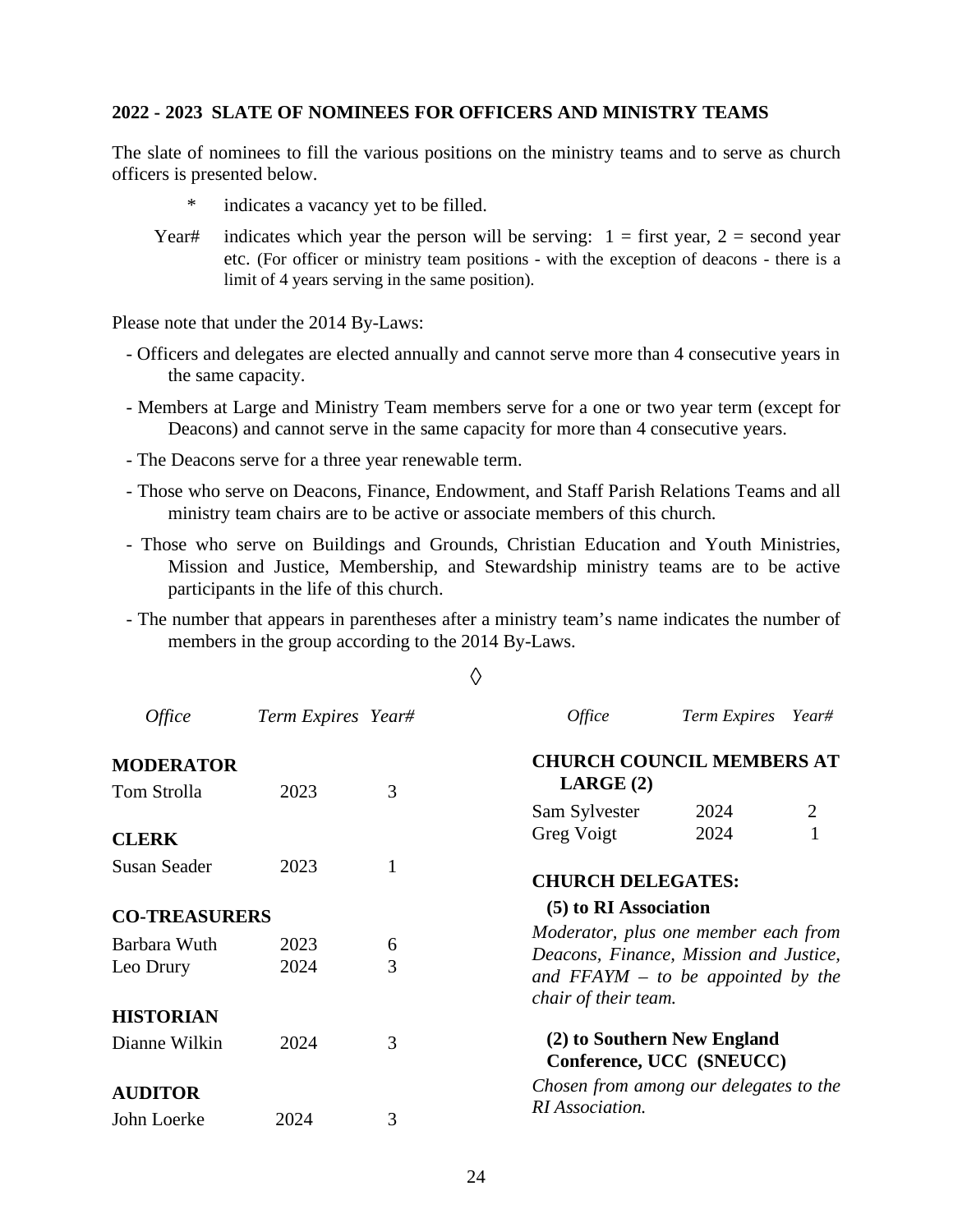## 2022 - 2023 SLATE OF NOMINEES FOR OFFICERS AND MINISTRY TEAMS

The slate of nominees to fill the various positions on the ministry teams and to serve as church officers is presented below.

- \* indicates a vacancy yet to be filled.
- Year# indicates which year the person will be serving: 1 = first year, 2 = second year etc. (For officer or ministry team positions - with the exception of deacons - there is a limit of 4 years serving in the same position).

Please note that under the 2014 By-Laws:

- Officers and delegates are elected annually and cannot serve more than 4 consecutive years in the same capacity.
- Members at Large and Ministry Team members serve for a one or two year term (except for Deacons) and cannot serve in the same capacity for more than 4 consecutive years.
- The Deacons serve for a three year renewable term.
- Those who serve on Deacons, Finance, Endowment, and Staff Parish Relations Teams and all ministry team chairs are to be active or associate members of this church.
- Those who serve on Buildings and Grounds, Christian Education and Youth Ministries, Mission and Justice, Membership, and Stewardship ministry teams are to be active participants in the life of this church.
- The number that appears in parentheses after a ministry team's name indicates the number of members in the group according to the 2014 By-Laws.

◊

| *Office* | *Term Expires* | *Year#* |
|---|---|---|
| **MODERATOR** | | |
| Tom Strolla | 2023 | 3 |
| **CLERK** | | |
| Susan Seader | 2023 | 1 |
| **CO-TREASURERS** | | |
| Barbara Wuth | 2023 | 6 |
| Leo Drury | 2024 | 3 |
| **HISTORIAN** | | |
| Dianne Wilkin | 2024 | 3 |
| **AUDITOR** | | |
| John Loerke | 2024 | 3 |
| **CHURCH COUNCIL MEMBERS AT LARGE (2)** | | |
| Sam Sylvester | 2024 | 2 |
| Greg Voigt | 2024 | 1 |

**CHURCH DELEGATES:**

**(5) to RI Association**

*Moderator, plus one member each from Deacons, Finance, Mission and Justice, and FFAYM – to be appointed by the chair of their team.*

**(2) to Southern New England Conference, UCC (SNEUCC)**

*Chosen from among our delegates to the RI Association.*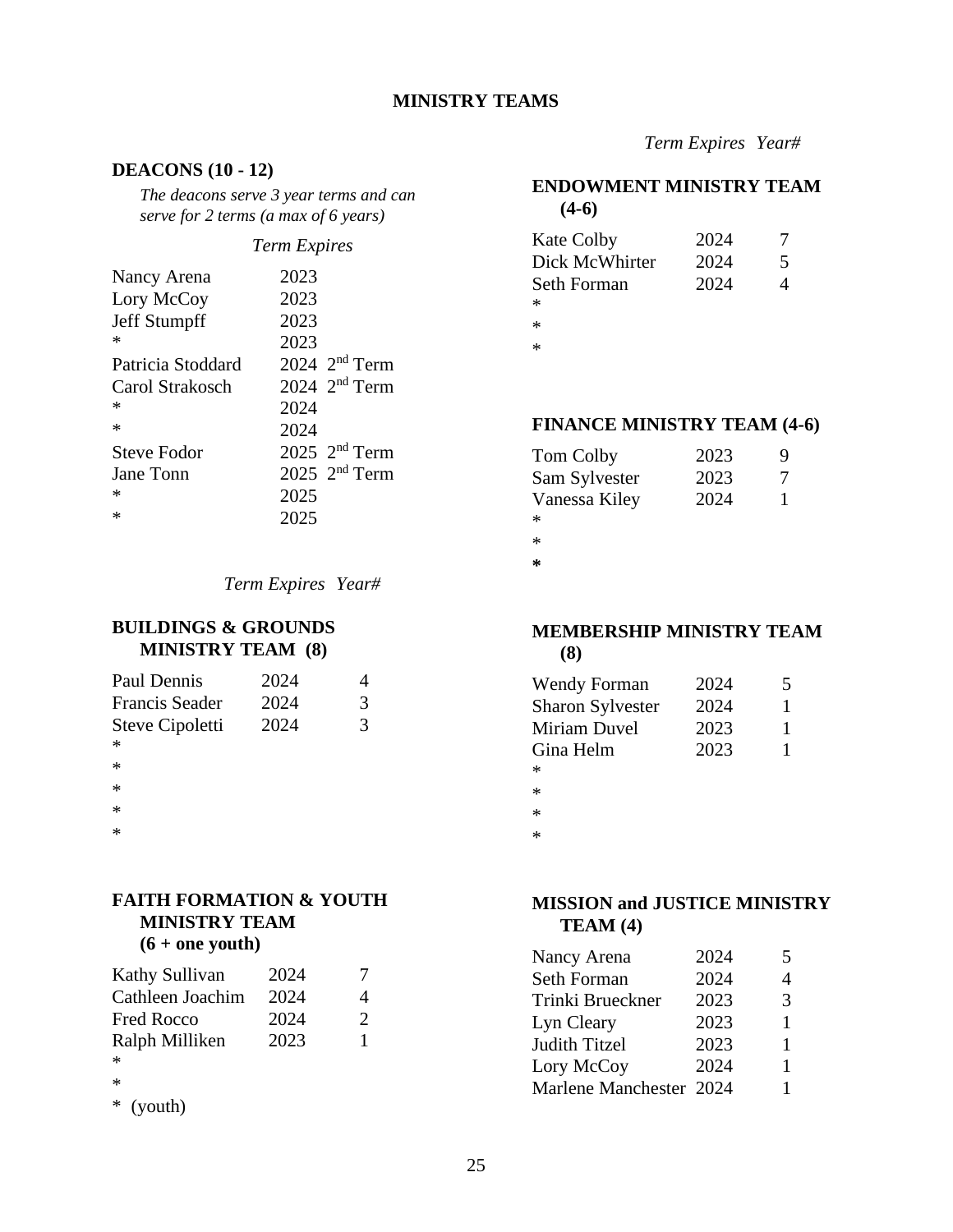# MINISTRY TEAMS

## DEACONS (10 - 12)

*The deacons serve 3 year terms and can serve for 2 terms (a max of 6 years)*

| | *Term Expires* |
|---|---|
| Nancy Arena | 2023 |
| Lory McCoy | 2023 |
| Jeff Stumpff | 2023 |
| * | 2023 |
| Patricia Stoddard | 2024 2nd Term |
| Carol Strakosch | 2024 2nd Term |
| * | 2024 |
| * | 2024 |
| Steve Fodor | 2025 2nd Term |
| Jane Tonn | 2025 2nd Term |
| * | 2025 |
| * | 2025 |

## BUILDINGS & GROUNDS MINISTRY TEAM (8)

| | *Term Expires* | *Year#* |
|---|---|---|
| Paul Dennis | 2024 | 4 |
| Francis Seader | 2024 | 3 |
| Steve Cipoletti | 2024 | 3 |
| * | | |
| * | | |
| * | | |
| * | | |
| * | | |

## FAITH FORMATION & YOUTH MINISTRY TEAM (6 + one youth)

| | *Term Expires* | *Year#* |
|---|---|---|
| Kathy Sullivan | 2024 | 7 |
| Cathleen Joachim | 2024 | 4 |
| Fred Rocco | 2024 | 2 |
| Ralph Milliken | 2023 | 1 |
| * | | |
| * | | |
| * (youth) | | |

## ENDOWMENT MINISTRY TEAM (4-6)

| | *Term Expires* | *Year#* |
|---|---|---|
| Kate Colby | 2024 | 7 |
| Dick McWhirter | 2024 | 5 |
| Seth Forman | 2024 | 4 |
| * | | |
| * | | |
| * | | |

## FINANCE MINISTRY TEAM (4-6)

| | *Term Expires* | *Year#* |
|---|---|---|
| Tom Colby | 2023 | 9 |
| Sam Sylvester | 2023 | 7 |
| Vanessa Kiley | 2024 | 1 |
| * | | |
| * | | |
| * | | |

## MEMBERSHIP MINISTRY TEAM (8)

| | *Term Expires* | *Year#* |
|---|---|---|
| Wendy Forman | 2024 | 5 |
| Sharon Sylvester | 2024 | 1 |
| Miriam Duvel | 2023 | 1 |
| Gina Helm | 2023 | 1 |
| * | | |
| * | | |
| * | | |
| * | | |

## MISSION and JUSTICE MINISTRY TEAM (4)

| | *Term Expires* | *Year#* |
|---|---|---|
| Nancy Arena | 2024 | 5 |
| Seth Forman | 2024 | 4 |
| Trinki Brueckner | 2023 | 3 |
| Lyn Cleary | 2023 | 1 |
| Judith Titzel | 2023 | 1 |
| Lory McCoy | 2024 | 1 |
| Marlene Manchester | 2024 | 1 |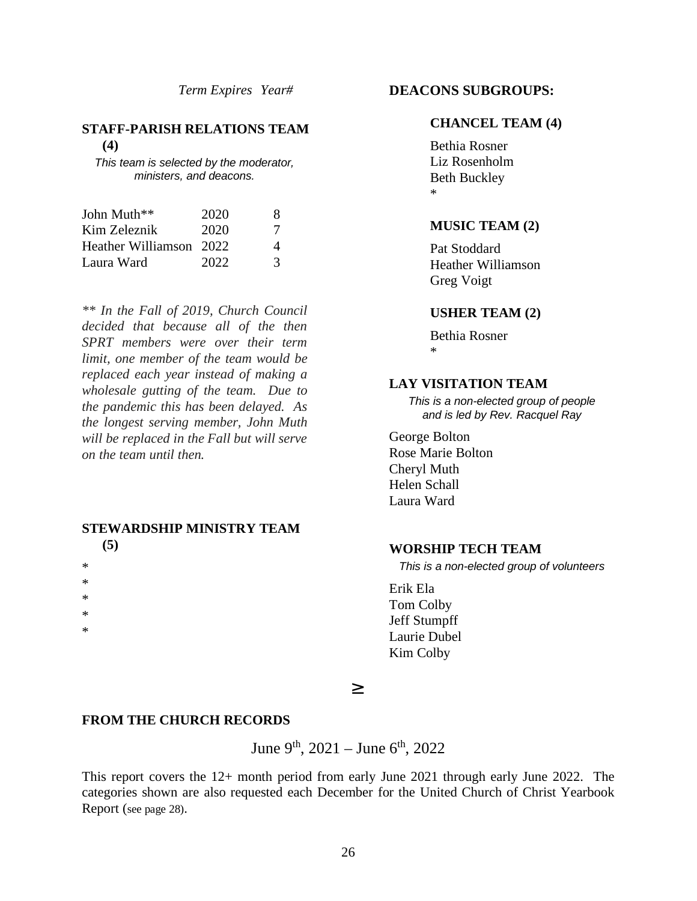## STAFF-PARISH RELATIONS TEAM (4)

*This team is selected by the moderator, ministers, and deacons.*

| | Term Expires | Year# |
|---|---|---|
| John Muth** | 2020 | 8 |
| Kim Zeleznik | 2020 | 7 |
| Heather Williamson | 2022 | 4 |
| Laura Ward | 2022 | 3 |

*** In the Fall of 2019, Church Council decided that because all of the then SPRT members were over their term limit, one member of the team would be replaced each year instead of making a wholesale gutting of the team. Due to the pandemic this has been delayed. As the longest serving member, John Muth will be replaced in the Fall but will serve on the team until then.*

## STEWARDSHIP MINISTRY TEAM (5)

*
*
*
*
*

## DEACONS SUBGROUPS:

### CHANCEL TEAM (4)

Bethia Rosner
Liz Rosenholm
Beth Buckley
*

### MUSIC TEAM (2)

Pat Stoddard
Heather Williamson
Greg Voigt

### USHER TEAM (2)

Bethia Rosner
*

## LAY VISITATION TEAM

*This is a non-elected group of people and is led by Rev. Racquel Ray*

George Bolton
Rose Marie Bolton
Cheryl Muth
Helen Schall
Laura Ward

## WORSHIP TECH TEAM

*This is a non-elected group of volunteers*

Erik Ela
Tom Colby
Jeff Stumpff
Laurie Dubel
Kim Colby

≥

## FROM THE CHURCH RECORDS

June 9th, 2021 – June 6th, 2022

This report covers the 12+ month period from early June 2021 through early June 2022. The categories shown are also requested each December for the United Church of Christ Yearbook Report (see page 28).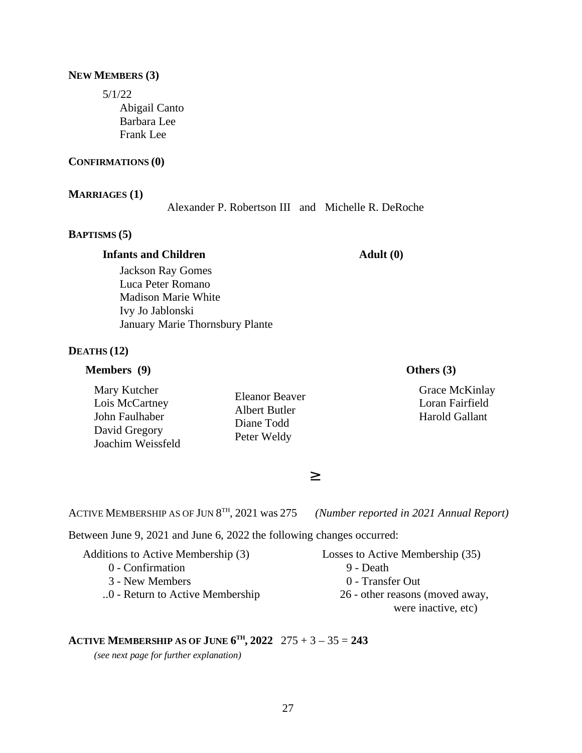**NEW MEMBERS (3)**

5/1/22

- Abigail Canto
- Barbara Lee
- Frank Lee

**CONFIRMATIONS (0)**

**MARRIAGES (1)**

Alexander P. Robertson III and Michelle R. DeRoche

**BAPTISMS (5)**

**Infants and Children**

- Jackson Ray Gomes
- Luca Peter Romano
- Madison Marie White
- Ivy Jo Jablonski
- January Marie Thornsbury Plante

**Adult (0)**

**DEATHS (12)**

**Members (9)**

- Mary Kutcher
- Lois McCartney
- John Faulhaber
- David Gregory
- Joachim Weissfeld
- Eleanor Beaver
- Albert Butler
- Diane Todd
- Peter Weldy

**Others (3)**

- Grace McKinlay
- Loran Fairfield
- Harold Gallant

≥

ACTIVE MEMBERSHIP AS OF JUN 8TH, 2021 was 275 *(Number reported in 2021 Annual Report)*

Between June 9, 2021 and June 6, 2022 the following changes occurred:

Additions to Active Membership (3)

- 0 - Confirmation
- 3 - New Members
- ..0 - Return to Active Membership

Losses to Active Membership (35)

- 9 - Death
- 0 - Transfer Out
- 26 - other reasons (moved away, were inactive, etc)

**ACTIVE MEMBERSHIP AS OF JUNE 6TH, 2022** 275 + 3 – 35 = **243**

*(see next page for further explanation)*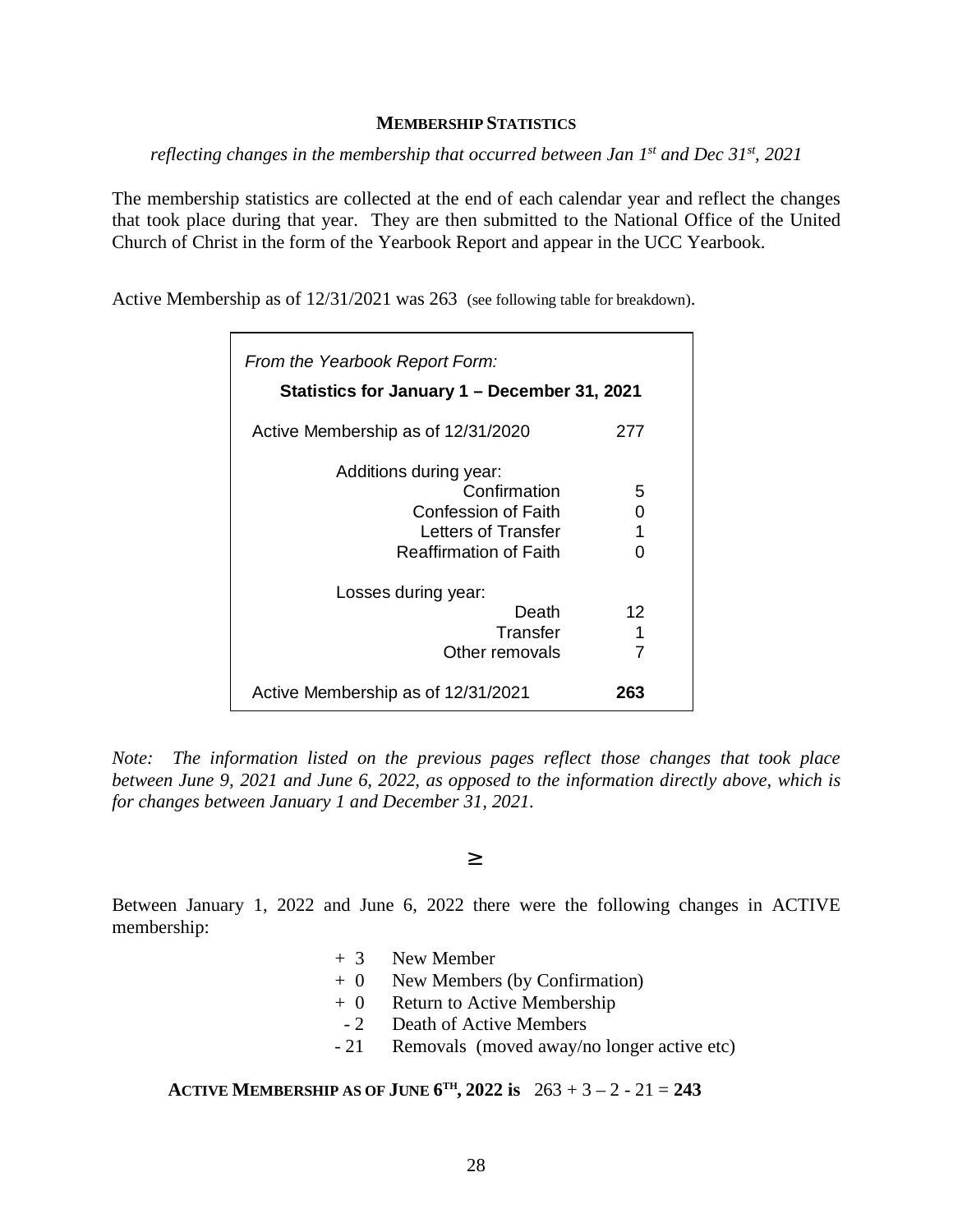## MEMBERSHIP STATISTICS

*reflecting changes in the membership that occurred between Jan 1st and Dec 31st, 2021*

The membership statistics are collected at the end of each calendar year and reflect the changes that took place during that year. They are then submitted to the National Office of the United Church of Christ in the form of the Yearbook Report and appear in the UCC Yearbook.

Active Membership as of 12/31/2021 was 263 (see following table for breakdown).

*From the Yearbook Report Form:*

**Statistics for January 1 – December 31, 2021**

| | |
|---|---|
| Active Membership as of 12/31/2020 | 277 |
| Additions during year: | |
| Confirmation | 5 |
| Confession of Faith | 0 |
| Letters of Transfer | 1 |
| Reaffirmation of Faith | 0 |
| Losses during year: | |
| Death | 12 |
| Transfer | 1 |
| Other removals | 7 |
| Active Membership as of 12/31/2021 | **263** |

*Note: The information listed on the previous pages reflect those changes that took place between June 9, 2021 and June 6, 2022, as opposed to the information directly above, which is for changes between January 1 and December 31, 2021.*

≥

Between January 1, 2022 and June 6, 2022 there were the following changes in ACTIVE membership:

- \+ 3 New Member
- \+ 0 New Members (by Confirmation)
- \+ 0 Return to Active Membership
- \- 2 Death of Active Members
- \- 21 Removals (moved away/no longer active etc)

**ACTIVE MEMBERSHIP AS OF JUNE 6TH, 2022 is** 263 + 3 – 2 - 21 = **243**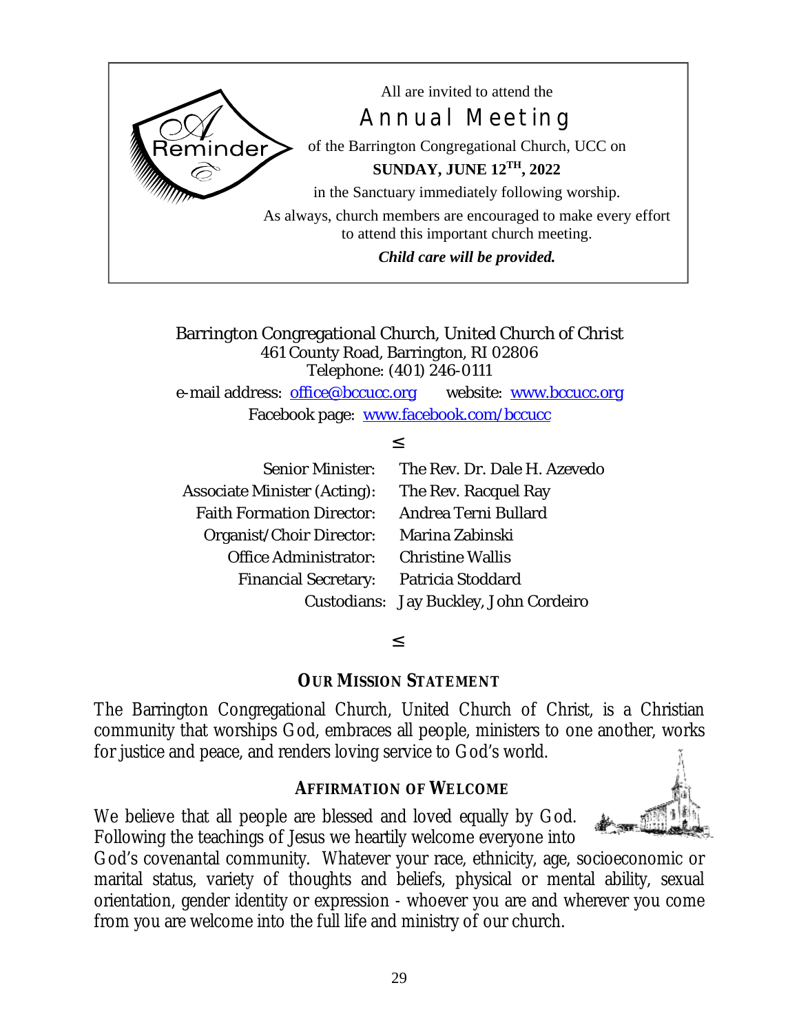A Reminder

All are invited to attend the

## Annual Meeting

of the Barrington Congregational Church, UCC on

**SUNDAY, JUNE 12TH, 2022**

in the Sanctuary immediately following worship.

As always, church members are encouraged to make every effort to attend this important church meeting.

***Child care will be provided.***

Barrington Congregational Church, United Church of Christ
461 County Road, Barrington, RI 02806
Telephone: (401) 246-0111
e-mail address: office@bccucc.org website: www.bccucc.org
Facebook page: www.facebook.com/bccucc

≤

| | |
|---|---|
| Senior Minister: | The Rev. Dr. Dale H. Azevedo |
| Associate Minister (Acting): | The Rev. Racquel Ray |
| Faith Formation Director: | Andrea Terni Bullard |
| Organist/Choir Director: | Marina Zabinski |
| Office Administrator: | Christine Wallis |
| Financial Secretary: | Patricia Stoddard |
| Custodians: | Jay Buckley, John Cordeiro |

≤

## OUR MISSION STATEMENT

The Barrington Congregational Church, United Church of Christ, is a Christian community that worships God, embraces all people, ministers to one another, works for justice and peace, and renders loving service to God's world.

## AFFIRMATION OF WELCOME

We believe that all people are blessed and loved equally by God. Following the teachings of Jesus we heartily welcome everyone into God's covenantal community. Whatever your race, ethnicity, age, socioeconomic or marital status, variety of thoughts and beliefs, physical or mental ability, sexual orientation, gender identity or expression - whoever you are and wherever you come from you are welcome into the full life and ministry of our church.